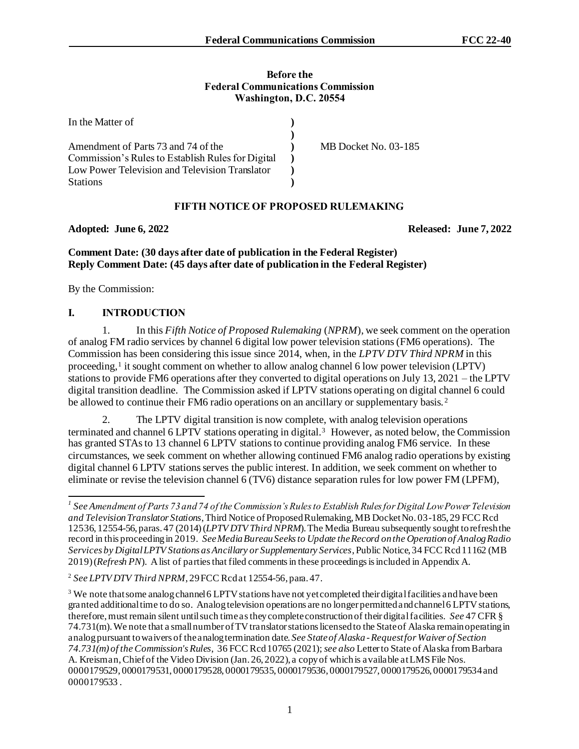**Before the**
**Federal Communications Commission**
**Washington, D.C. 20554**

| In the Matter of | ) | |
|---|---|---|
| | ) | |
| Amendment of Parts 73 and 74 of the Commission's Rules to Establish Rules for Digital Low Power Television and Television Translator Stations | ) | MB Docket No. 03-185 |

**FIFTH NOTICE OF PROPOSED RULEMAKING**

**Adopted: June 6, 2022** **Released: June 7, 2022**

**Comment Date: (30 days after date of publication in the Federal Register)**
**Reply Comment Date: (45 days after date of publication in the Federal Register)**

By the Commission:

## I. INTRODUCTION

1. In this *Fifth Notice of Proposed Rulemaking* (*NPRM*), we seek comment on the operation of analog FM radio services by channel 6 digital low power television stations (FM6 operations). The Commission has been considering this issue since 2014, when, in the *LPTV DTV Third NPRM* in this proceeding,[1] it sought comment on whether to allow analog channel 6 low power television (LPTV) stations to provide FM6 operations after they converted to digital operations on July 13, 2021 – the LPTV digital transition deadline. The Commission asked if LPTV stations operating on digital channel 6 could be allowed to continue their FM6 radio operations on an ancillary or supplementary basis.[2]

2. The LPTV digital transition is now complete, with analog television operations terminated and channel 6 LPTV stations operating in digital.[3] However, as noted below, the Commission has granted STAs to 13 channel 6 LPTV stations to continue providing analog FM6 service. In these circumstances, we seek comment on whether allowing continued FM6 analog radio operations by existing digital channel 6 LPTV stations serves the public interest. In addition, we seek comment on whether to eliminate or revise the television channel 6 (TV6) distance separation rules for low power FM (LPFM),

---

[1] *See Amendment of Parts 73 and 74 of the Commission's Rules to Establish Rules for Digital Low Power Television and Television Translator Stations*, Third Notice of Proposed Rulemaking, MB Docket No. 03-185, 29 FCC Rcd 12536, 12554-56, paras. 47 (2014) (*LPTV DTV Third NPRM*). The Media Bureau subsequently sought to refresh the record in this proceeding in 2019. *See Media Bureau Seeks to Update the Record on the Operation of Analog Radio Services by Digital LPTV Stations as Ancillary or Supplementary Services*, Public Notice, 34 FCC Rcd 11162 (MB 2019) (*Refresh PN*). A list of parties that filed comments in these proceedings is included in Appendix A.

[2] *See LPTV DTV Third NPRM*, 29 FCC Rcd at 12554-56, para. 47.

[3] We note that some analog channel 6 LPTV stations have not yet completed their digital facilities and have been granted additional time to do so. Analog television operations are no longer permitted and channel 6 LPTV stations, therefore, must remain silent until such time as they complete construction of their digital facilities. *See* 47 CFR § 74.731(m). We note that a small number of TV translator stations licensed to the State of Alaska remain operating in analog pursuant to waivers of the analog termination date. *See State of Alaska - Request for Waiver of Section 74.731(m) of the Commission's Rules*, 36 FCC Rcd 10765 (2021); *see also* Letter to State of Alaska from Barbara A. Kreisman, Chief of the Video Division (Jan. 26, 2022), a copy of which is available at LMS File Nos. 0000179529, 0000179531, 0000179528, 0000179535, 0000179536, 0000179527, 0000179526, 0000179534 and 0000179533 .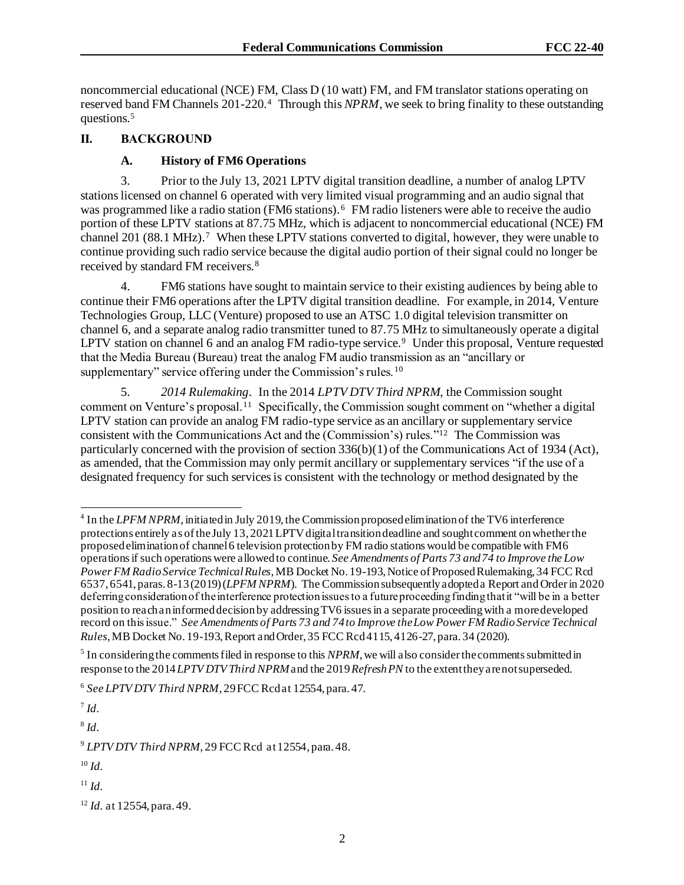noncommercial educational (NCE) FM, Class D (10 watt) FM, and FM translator stations operating on reserved band FM Channels 201-220.[4] Through this *NPRM*, we seek to bring finality to these outstanding questions.[5]

## II. BACKGROUND

### A. History of FM6 Operations

3. Prior to the July 13, 2021 LPTV digital transition deadline, a number of analog LPTV stations licensed on channel 6 operated with very limited visual programming and an audio signal that was programmed like a radio station (FM6 stations).[6] FM radio listeners were able to receive the audio portion of these LPTV stations at 87.75 MHz, which is adjacent to noncommercial educational (NCE) FM channel 201 (88.1 MHz).[7] When these LPTV stations converted to digital, however, they were unable to continue providing such radio service because the digital audio portion of their signal could no longer be received by standard FM receivers.[8]

4. FM6 stations have sought to maintain service to their existing audiences by being able to continue their FM6 operations after the LPTV digital transition deadline. For example, in 2014, Venture Technologies Group, LLC (Venture) proposed to use an ATSC 1.0 digital television transmitter on channel 6, and a separate analog radio transmitter tuned to 87.75 MHz to simultaneously operate a digital LPTV station on channel 6 and an analog FM radio-type service.[9] Under this proposal, Venture requested that the Media Bureau (Bureau) treat the analog FM audio transmission as an "ancillary or supplementary" service offering under the Commission's rules.[10]

5. *2014 Rulemaking*. In the 2014 *LPTV DTV Third NPRM*, the Commission sought comment on Venture's proposal.[11] Specifically, the Commission sought comment on "whether a digital LPTV station can provide an analog FM radio-type service as an ancillary or supplementary service consistent with the Communications Act and the (Commission's) rules."[12] The Commission was particularly concerned with the provision of section 336(b)(1) of the Communications Act of 1934 (Act), as amended, that the Commission may only permit ancillary or supplementary services "if the use of a designated frequency for such services is consistent with the technology or method designated by the

---

[4] In the *LPFM NPRM*, initiated in July 2019, the Commission proposed elimination of the TV6 interference protections entirely as of the July 13, 2021 LPTV digital transition deadline and sought comment on whether the proposed elimination of channel 6 television protection by FM radio stations would be compatible with FM6 operations if such operations were allowed to continue. *See Amendments of Parts 73 and 74 to Improve the Low Power FM Radio Service Technical Rules*, MB Docket No. 19-193, Notice of Proposed Rulemaking, 34 FCC Rcd 6537, 6541, paras. 8-13 (2019) (*LPFM NPRM*). The Commission subsequently adopted a Report and Order in 2020 deferring consideration of the interference protection issues to a future proceeding finding that it "will be in a better position to reach an informed decision by addressing TV6 issues in a separate proceeding with a more developed record on this issue." *See Amendments of Parts 73 and 74 to Improve the Low Power FM Radio Service Technical Rules*, MB Docket No. 19-193, Report and Order, 35 FCC Rcd 4115, 4126-27, para. 34 (2020).

[5] In considering the comments filed in response to this *NPRM*, we will also consider the comments submitted in response to the 2014 *LPTV DTV Third NPRM* and the 2019 *Refresh PN* to the extent they are not superseded.

[6] *See LPTV DTV Third NPRM*, 29 FCC Rcd at 12554, para. 47.

[7] *Id*.

[8] *Id*.

[9] *LPTV DTV Third NPRM*, 29 FCC Rcd at 12554, para. 48.

[10] *Id*.

[11] *Id*.

[12] *Id*. at 12554, para. 49.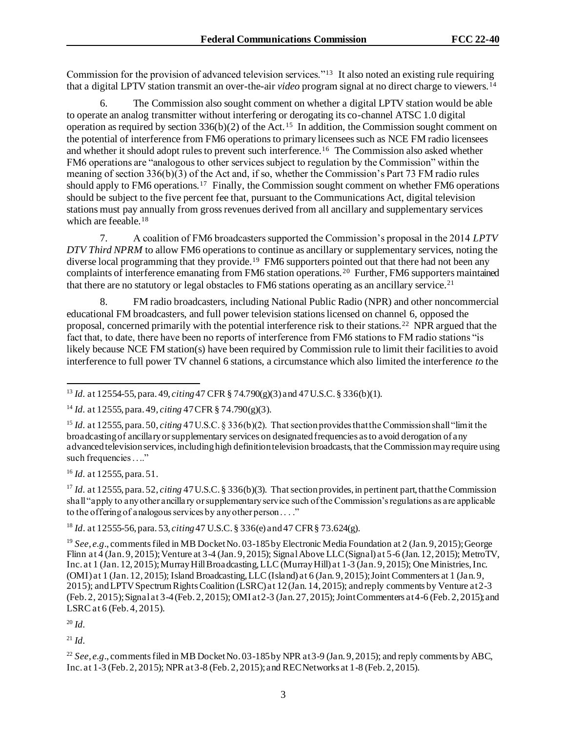Commission for the provision of advanced television services."[13] It also noted an existing rule requiring that a digital LPTV station transmit an over-the-air *video* program signal at no direct charge to viewers.[14]

6. The Commission also sought comment on whether a digital LPTV station would be able to operate an analog transmitter without interfering or derogating its co-channel ATSC 1.0 digital operation as required by section 336(b)(2) of the Act.[15] In addition, the Commission sought comment on the potential of interference from FM6 operations to primary licensees such as NCE FM radio licensees and whether it should adopt rules to prevent such interference.[16] The Commission also asked whether FM6 operations are "analogous to other services subject to regulation by the Commission" within the meaning of section 336(b)(3) of the Act and, if so, whether the Commission's Part 73 FM radio rules should apply to FM6 operations.[17] Finally, the Commission sought comment on whether FM6 operations should be subject to the five percent fee that, pursuant to the Communications Act, digital television stations must pay annually from gross revenues derived from all ancillary and supplementary services which are feeable.[18]

7. A coalition of FM6 broadcasters supported the Commission's proposal in the 2014 *LPTV DTV Third NPRM* to allow FM6 operations to continue as ancillary or supplementary services, noting the diverse local programming that they provide.[19] FM6 supporters pointed out that there had not been any complaints of interference emanating from FM6 station operations.[20] Further, FM6 supporters maintained that there are no statutory or legal obstacles to FM6 stations operating as an ancillary service.[21]

8. FM radio broadcasters, including National Public Radio (NPR) and other noncommercial educational FM broadcasters, and full power television stations licensed on channel 6, opposed the proposal, concerned primarily with the potential interference risk to their stations.[22] NPR argued that the fact that, to date, there have been no reports of interference from FM6 stations to FM radio stations "is likely because NCE FM station(s) have been required by Commission rule to limit their facilities to avoid interference to full power TV channel 6 stations, a circumstance which also limited the interference *to* the

---

[13] *Id.* at 12554-55, para. 49, *citing* 47 CFR § 74.790(g)(3) and 47 U.S.C. § 336(b)(1).

[14] *Id.* at 12555, para. 49, *citing* 47 CFR § 74.790(g)(3).

[15] *Id.* at 12555, para. 50, *citing* 47 U.S.C. § 336(b)(2). That section provides that the Commission shall "limit the broadcasting of ancillary or supplementary services on designated frequencies as to avoid derogation of any advanced television services, including high definition television broadcasts, that the Commission may require using such frequencies . . .."

[16] *Id.* at 12555, para. 51.

[17] *Id.* at 12555, para. 52, *citing* 47 U.S.C. § 336(b)(3). That section provides, in pertinent part, that the Commission shall "apply to any other ancillary or supplementary service such of the Commission's regulations as are applicable to the offering of analogous services by any other person . . . ."

[18] *Id.* at 12555-56, para. 53, *citing* 47 U.S.C. § 336(e) and 47 CFR § 73.624(g).

[19] *See, e.g.*, comments filed in MB Docket No. 03-185 by Electronic Media Foundation at 2 (Jan. 9, 2015); George Flinn at 4 (Jan. 9, 2015); Venture at 3-4 (Jan. 9, 2015); Signal Above LLC (Signal) at 5-6 (Jan. 12, 2015); MetroTV, Inc. at 1 (Jan. 12, 2015); Murray Hill Broadcasting, LLC (Murray Hill) at 1-3 (Jan. 9, 2015); One Ministries, Inc. (OMI) at 1 (Jan. 12, 2015); Island Broadcasting, LLC (Island) at 6 (Jan. 9, 2015); Joint Commenters at 1 (Jan. 9, 2015); and LPTV Spectrum Rights Coalition (LSRC) at 12 (Jan. 14, 2015); and reply comments by Venture at 2-3 (Feb. 2, 2015); Signal at 3-4 (Feb. 2, 2015); OMI at 2-3 (Jan. 27, 2015); Joint Commenters at 4-6 (Feb. 2, 2015); and LSRC at 6 (Feb. 4, 2015).

[20] *Id.*

[21] *Id.*

[22] *See, e.g.*, comments filed in MB Docket No. 03-185 by NPR at 3-9 (Jan. 9, 2015); and reply comments by ABC, Inc. at 1-3 (Feb. 2, 2015); NPR at 3-8 (Feb. 2, 2015); and REC Networks at 1-8 (Feb. 2, 2015).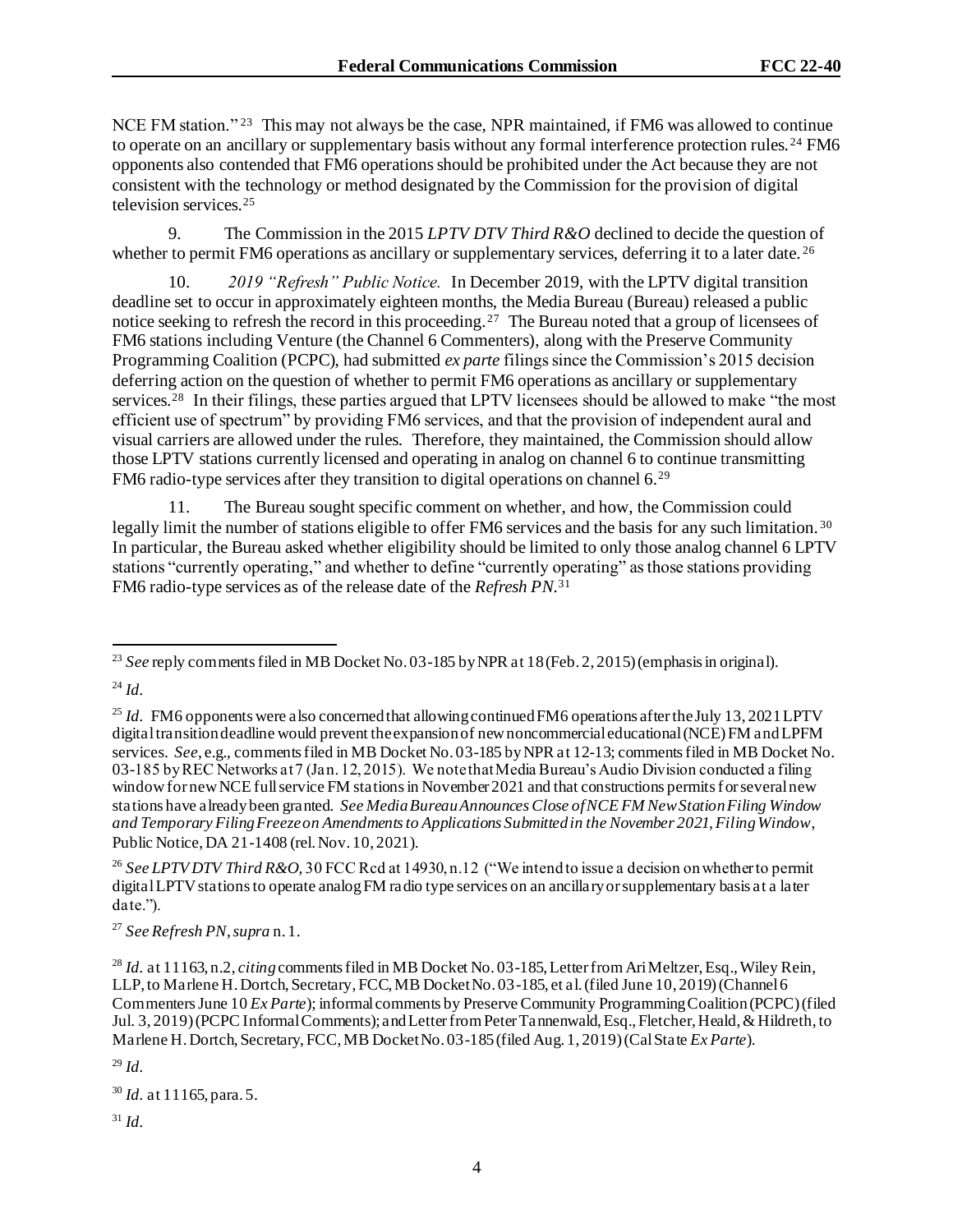NCE FM station."[23] This may not always be the case, NPR maintained, if FM6 was allowed to continue to operate on an ancillary or supplementary basis without any formal interference protection rules.[24] FM6 opponents also contended that FM6 operations should be prohibited under the Act because they are not consistent with the technology or method designated by the Commission for the provision of digital television services.[25]

9. The Commission in the 2015 *LPTV DTV Third R&O* declined to decide the question of whether to permit FM6 operations as ancillary or supplementary services, deferring it to a later date.[26]

10. *2019 "Refresh" Public Notice.* In December 2019, with the LPTV digital transition deadline set to occur in approximately eighteen months, the Media Bureau (Bureau) released a public notice seeking to refresh the record in this proceeding.[27] The Bureau noted that a group of licensees of FM6 stations including Venture (the Channel 6 Commenters), along with the Preserve Community Programming Coalition (PCPC), had submitted *ex parte* filings since the Commission's 2015 decision deferring action on the question of whether to permit FM6 operations as ancillary or supplementary services.[28] In their filings, these parties argued that LPTV licensees should be allowed to make "the most efficient use of spectrum" by providing FM6 services, and that the provision of independent aural and visual carriers are allowed under the rules. Therefore, they maintained, the Commission should allow those LPTV stations currently licensed and operating in analog on channel 6 to continue transmitting FM6 radio-type services after they transition to digital operations on channel 6.[29]

11. The Bureau sought specific comment on whether, and how, the Commission could legally limit the number of stations eligible to offer FM6 services and the basis for any such limitation.[30] In particular, the Bureau asked whether eligibility should be limited to only those analog channel 6 LPTV stations "currently operating," and whether to define "currently operating" as those stations providing FM6 radio-type services as of the release date of the *Refresh PN*.[31]

---

[23] *See* reply comments filed in MB Docket No. 03-185 by NPR at 18 (Feb. 2, 2015) (emphasis in original).

[24] *Id*.

[25] *Id*. FM6 opponents were also concerned that allowing continued FM6 operations after the July 13, 2021 LPTV digital transition deadline would prevent the expansion of new noncommercial educational (NCE) FM and LPFM services. *See*, e.g., comments filed in MB Docket No. 03-185 by NPR at 12-13; comments filed in MB Docket No. 03-185 by REC Networks at 7 (Jan. 12, 2015). We note that Media Bureau's Audio Division conducted a filing window for new NCE full service FM stations in November 2021 and that constructions permits for several new stations have already been granted. *See Media Bureau Announces Close of NCE FM New Station Filing Window and Temporary Filing Freeze on Amendments to Applications Submitted in the November 2021, Filing Window*, Public Notice, DA 21-1408 (rel. Nov. 10, 2021).

[26] *See LPTV DTV Third R&O*, 30 FCC Rcd at 14930, n.12 ("We intend to issue a decision on whether to permit digital LPTV stations to operate analog FM radio type services on an ancillary or supplementary basis at a later date.").

[27] *See Refresh PN*, *supra* n. 1.

[28] *Id*. at 11163, n.2, *citing* comments filed in MB Docket No. 03-185, Letter from Ari Meltzer, Esq., Wiley Rein, LLP, to Marlene H. Dortch, Secretary, FCC, MB Docket No. 03-185, et al. (filed June 10, 2019) (Channel 6 Commenters June 10 *Ex Parte*); informal comments by Preserve Community Programming Coalition (PCPC) (filed Jul. 3, 2019) (PCPC Informal Comments); and Letter from Peter Tannenwald, Esq., Fletcher, Heald, & Hildreth, to Marlene H. Dortch, Secretary, FCC, MB Docket No. 03-185 (filed Aug. 1, 2019) (Cal State *Ex Parte*).

[29] *Id*.

[30] *Id*. at 11165, para. 5.

[31] *Id*.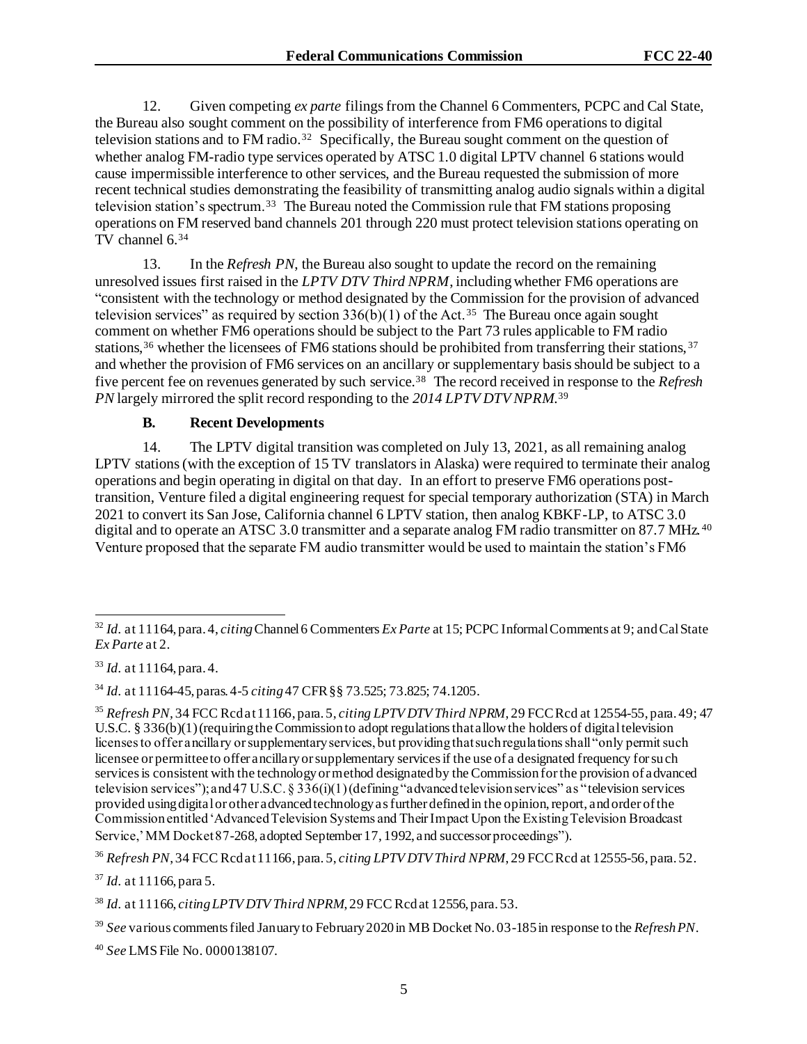12. Given competing *ex parte* filings from the Channel 6 Commenters, PCPC and Cal State, the Bureau also sought comment on the possibility of interference from FM6 operations to digital television stations and to FM radio.[32] Specifically, the Bureau sought comment on the question of whether analog FM-radio type services operated by ATSC 1.0 digital LPTV channel 6 stations would cause impermissible interference to other services, and the Bureau requested the submission of more recent technical studies demonstrating the feasibility of transmitting analog audio signals within a digital television station's spectrum.[33] The Bureau noted the Commission rule that FM stations proposing operations on FM reserved band channels 201 through 220 must protect television stations operating on TV channel 6.[34]

13. In the *Refresh PN*, the Bureau also sought to update the record on the remaining unresolved issues first raised in the *LPTV DTV Third NPRM*, including whether FM6 operations are "consistent with the technology or method designated by the Commission for the provision of advanced television services" as required by section 336(b)(1) of the Act.[35] The Bureau once again sought comment on whether FM6 operations should be subject to the Part 73 rules applicable to FM radio stations,[36] whether the licensees of FM6 stations should be prohibited from transferring their stations,[37] and whether the provision of FM6 services on an ancillary or supplementary basis should be subject to a five percent fee on revenues generated by such service.[38] The record received in response to the *Refresh PN* largely mirrored the split record responding to the *2014 LPTV DTV NPRM*.[39]

### B. Recent Developments

14. The LPTV digital transition was completed on July 13, 2021, as all remaining analog LPTV stations (with the exception of 15 TV translators in Alaska) were required to terminate their analog operations and begin operating in digital on that day. In an effort to preserve FM6 operations post-transition, Venture filed a digital engineering request for special temporary authorization (STA) in March 2021 to convert its San Jose, California channel 6 LPTV station, then analog KBKF-LP, to ATSC 3.0 digital and to operate an ATSC 3.0 transmitter and a separate analog FM radio transmitter on 87.7 MHz.[40] Venture proposed that the separate FM audio transmitter would be used to maintain the station's FM6

---

[32] *Id.* at 11164, para. 4, *citing* Channel 6 Commenters *Ex Parte* at 15; PCPC Informal Comments at 9; and Cal State *Ex Parte* at 2.

[33] *Id.* at 11164, para. 4.

[34] *Id.* at 11164-45, paras. 4-5 *citing* 47 CFR §§ 73.525; 73.825; 74.1205.

[35] *Refresh PN*, 34 FCC Rcd at 11166, para. 5, *citing LPTV DTV Third NPRM*, 29 FCC Rcd at 12554-55, para. 49; 47 U.S.C. § 336(b)(1) (requiring the Commission to adopt regulations that allow the holders of digital television licenses to offer ancillary or supplementary services, but providing that such regulations shall "only permit such licensee or permittee to offer ancillary or supplementary services if the use of a designated frequency for such services is consistent with the technology or method designated by the Commission for the provision of advanced television services"); and 47 U.S.C. § 336(i)(1) (defining "advanced television services" as "television services provided using digital or other advanced technology as further defined in the opinion, report, and order of the Commission entitled 'Advanced Television Systems and Their Impact Upon the Existing Television Broadcast Service,' MM Docket 87-268, adopted September 17, 1992, and successor proceedings").

[36] *Refresh PN*, 34 FCC Rcd at 11166, para. 5, *citing LPTV DTV Third NPRM*, 29 FCC Rcd at 12555-56, para. 52.

[37] *Id.* at 11166, para 5.

[38] *Id.* at 11166, *citing LPTV DTV Third NPRM*, 29 FCC Rcd at 12556, para. 53.

[39] *See* various comments filed January to February 2020 in MB Docket No. 03-185 in response to the *Refresh PN*.

[40] *See* LMS File No. 0000138107.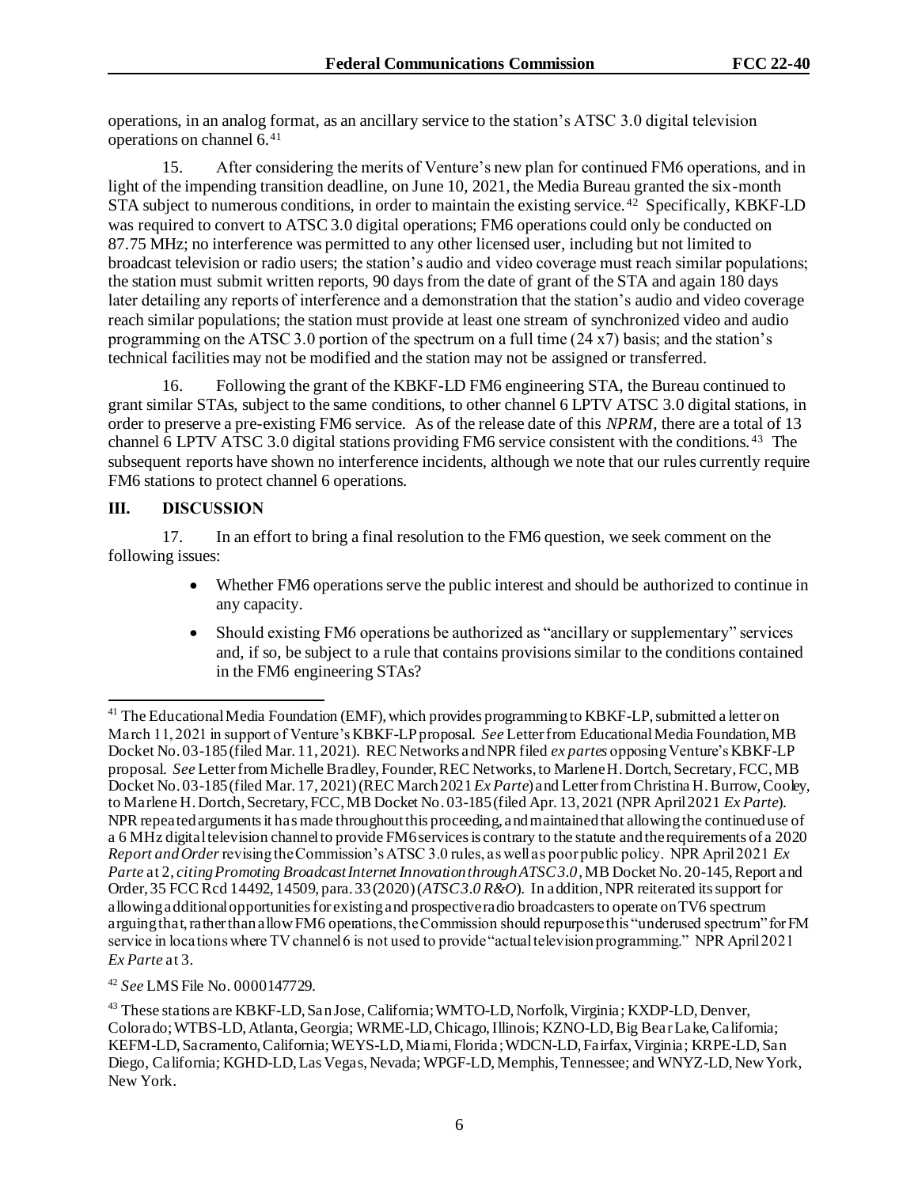operations, in an analog format, as an ancillary service to the station's ATSC 3.0 digital television operations on channel 6.[41]

15. After considering the merits of Venture's new plan for continued FM6 operations, and in light of the impending transition deadline, on June 10, 2021, the Media Bureau granted the six-month STA subject to numerous conditions, in order to maintain the existing service.[42] Specifically, KBKF-LD was required to convert to ATSC 3.0 digital operations; FM6 operations could only be conducted on 87.75 MHz; no interference was permitted to any other licensed user, including but not limited to broadcast television or radio users; the station's audio and video coverage must reach similar populations; the station must submit written reports, 90 days from the date of grant of the STA and again 180 days later detailing any reports of interference and a demonstration that the station's audio and video coverage reach similar populations; the station must provide at least one stream of synchronized video and audio programming on the ATSC 3.0 portion of the spectrum on a full time (24 x7) basis; and the station's technical facilities may not be modified and the station may not be assigned or transferred.

16. Following the grant of the KBKF-LD FM6 engineering STA, the Bureau continued to grant similar STAs, subject to the same conditions, to other channel 6 LPTV ATSC 3.0 digital stations, in order to preserve a pre-existing FM6 service. As of the release date of this *NPRM*, there are a total of 13 channel 6 LPTV ATSC 3.0 digital stations providing FM6 service consistent with the conditions.[43] The subsequent reports have shown no interference incidents, although we note that our rules currently require FM6 stations to protect channel 6 operations.

## III. DISCUSSION

17. In an effort to bring a final resolution to the FM6 question, we seek comment on the following issues:

- Whether FM6 operations serve the public interest and should be authorized to continue in any capacity.
- Should existing FM6 operations be authorized as "ancillary or supplementary" services and, if so, be subject to a rule that contains provisions similar to the conditions contained in the FM6 engineering STAs?

---

[41] The Educational Media Foundation (EMF), which provides programming to KBKF-LP, submitted a letter on March 11, 2021 in support of Venture's KBKF-LP proposal. *See* Letter from Educational Media Foundation, MB Docket No. 03-185 (filed Mar. 11, 2021). REC Networks and NPR filed *ex partes* opposing Venture's KBKF-LP proposal. *See* Letter from Michelle Bradley, Founder, REC Networks, to Marlene H. Dortch, Secretary, FCC, MB Docket No. 03-185 (filed Mar. 17, 2021) (REC March 2021 *Ex Parte*) and Letter from Christina H. Burrow, Cooley, to Marlene H. Dortch, Secretary, FCC, MB Docket No. 03-185 (filed Apr. 13, 2021 (NPR April 2021 *Ex Parte*). NPR repeated arguments it has made throughout this proceeding, and maintained that allowing the continued use of a 6 MHz digital television channel to provide FM6 services is contrary to the statute and the requirements of a 2020 *Report and Order* revising the Commission's ATSC 3.0 rules, as well as poor public policy. NPR April 2021 *Ex Parte* at 2, *citing Promoting Broadcast Internet Innovation through ATSC 3.0*, MB Docket No. 20-145, Report and Order, 35 FCC Rcd 14492, 14509, para. 33 (2020) (*ATSC 3.0 R&O*). In addition, NPR reiterated its support for allowing additional opportunities for existing and prospective radio broadcasters to operate on TV6 spectrum arguing that, rather than allow FM6 operations, the Commission should repurpose this "underused spectrum" for FM service in locations where TV channel 6 is not used to provide "actual television programming." NPR April 2021 *Ex Parte* at 3.

[42] *See* LMS File No. 0000147729.

[43] These stations are KBKF-LD, San Jose, California; WMTO-LD, Norfolk, Virginia; KXDP-LD, Denver, Colorado; WTBS-LD, Atlanta, Georgia; WRME-LD, Chicago, Illinois; KZNO-LD, Big Bear Lake, California; KEFM-LD, Sacramento, California; WEYS-LD, Miami, Florida; WDCN-LD, Fairfax, Virginia; KRPE-LD, San Diego, California; KGHD-LD, Las Vegas, Nevada; WPGF-LD, Memphis, Tennessee; and WNYZ-LD, New York, New York.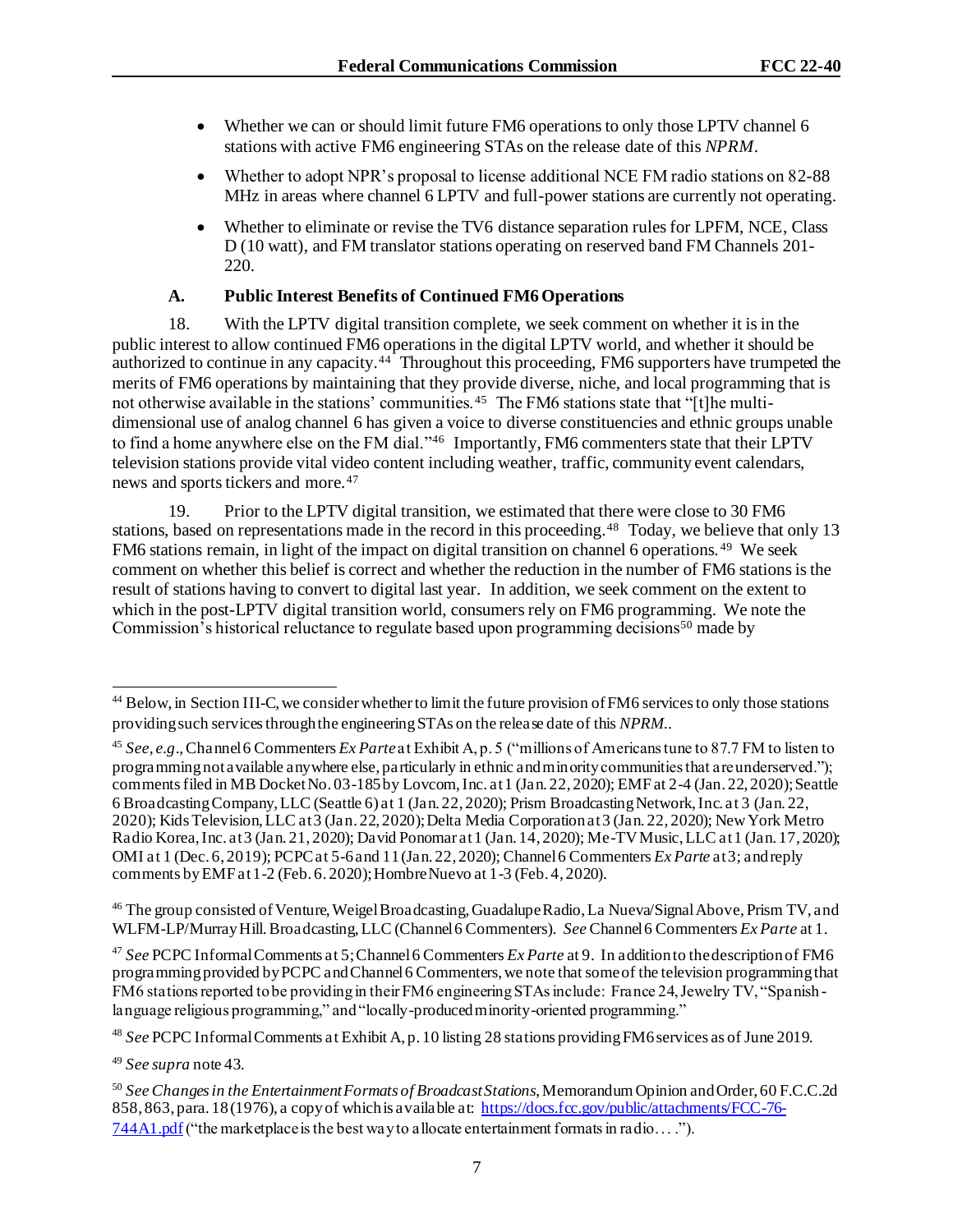- Whether we can or should limit future FM6 operations to only those LPTV channel 6 stations with active FM6 engineering STAs on the release date of this *NPRM*.
- Whether to adopt NPR's proposal to license additional NCE FM radio stations on 82-88 MHz in areas where channel 6 LPTV and full-power stations are currently not operating.
- Whether to eliminate or revise the TV6 distance separation rules for LPFM, NCE, Class D (10 watt), and FM translator stations operating on reserved band FM Channels 201-220.

### A. Public Interest Benefits of Continued FM6 Operations

18. With the LPTV digital transition complete, we seek comment on whether it is in the public interest to allow continued FM6 operations in the digital LPTV world, and whether it should be authorized to continue in any capacity.[44] Throughout this proceeding, FM6 supporters have trumpeted the merits of FM6 operations by maintaining that they provide diverse, niche, and local programming that is not otherwise available in the stations' communities.[45] The FM6 stations state that "[t]he multi-dimensional use of analog channel 6 has given a voice to diverse constituencies and ethnic groups unable to find a home anywhere else on the FM dial."[46] Importantly, FM6 commenters state that their LPTV television stations provide vital video content including weather, traffic, community event calendars, news and sports tickers and more.[47]

19. Prior to the LPTV digital transition, we estimated that there were close to 30 FM6 stations, based on representations made in the record in this proceeding.[48] Today, we believe that only 13 FM6 stations remain, in light of the impact on digital transition on channel 6 operations.[49] We seek comment on whether this belief is correct and whether the reduction in the number of FM6 stations is the result of stations having to convert to digital last year. In addition, we seek comment on the extent to which in the post-LPTV digital transition world, consumers rely on FM6 programming. We note the Commission's historical reluctance to regulate based upon programming decisions[50] made by

---

[44] Below, in Section III-C, we consider whether to limit the future provision of FM6 services to only those stations providing such services through the engineering STAs on the release date of this *NPRM.*.

[45] *See, e.g*., Channel 6 Commenters *Ex Parte* at Exhibit A, p. 5 ("millions of Americans tune to 87.7 FM to listen to programming not available anywhere else, particularly in ethnic and minority communities that are underserved."); comments filed in MB Docket No. 03-185 by Lovcom, Inc. at 1 (Jan. 22, 2020); EMF at 2-4 (Jan. 22, 2020); Seattle 6 Broadcasting Company, LLC (Seattle 6) at 1 (Jan. 22, 2020); Prism Broadcasting Network, Inc. at 3 (Jan. 22, 2020); Kids Television, LLC at 3 (Jan. 22, 2020); Delta Media Corporation at 3 (Jan. 22, 2020); New York Metro Radio Korea, Inc. at 3 (Jan. 21, 2020); David Ponomar at 1 (Jan. 14, 2020); Me-TV Music, LLC at 1 (Jan. 17, 2020); OMI at 1 (Dec. 6, 2019); PCPC at 5-6 and 11 (Jan. 22, 2020); Channel 6 Commenters *Ex Parte* at 3; and reply comments by EMF at 1-2 (Feb. 6. 2020); Hombre Nuevo at 1-3 (Feb. 4, 2020).

[46] The group consisted of Venture, Weigel Broadcasting, Guadalupe Radio, La Nueva/Signal Above, Prism TV, and WLFM-LP/Murray Hill. Broadcasting, LLC (Channel 6 Commenters). *See* Channel 6 Commenters *Ex Parte* at 1.

[47] *See* PCPC Informal Comments at 5; Channel 6 Commenters *Ex Parte* at 9. In addition to the description of FM6 programming provided by PCPC and Channel 6 Commenters, we note that some of the television programming that FM6 stations reported to be providing in their FM6 engineering STAs include: France 24, Jewelry TV, "Spanish-language religious programming," and "locally-produced minority-oriented programming."

[48] *See* PCPC Informal Comments at Exhibit A, p. 10 listing 28 stations providing FM6 services as of June 2019.

[49] *See supra* note 43.

[50] *See Changes in the Entertainment Formats of Broadcast Stations*, Memorandum Opinion and Order, 60 F.C.C.2d 858, 863, para. 18 (1976), a copy of which is available at: https://docs.fcc.gov/public/attachments/FCC-76-744A1.pdf ("the marketplace is the best way to allocate entertainment formats in radio. . . .").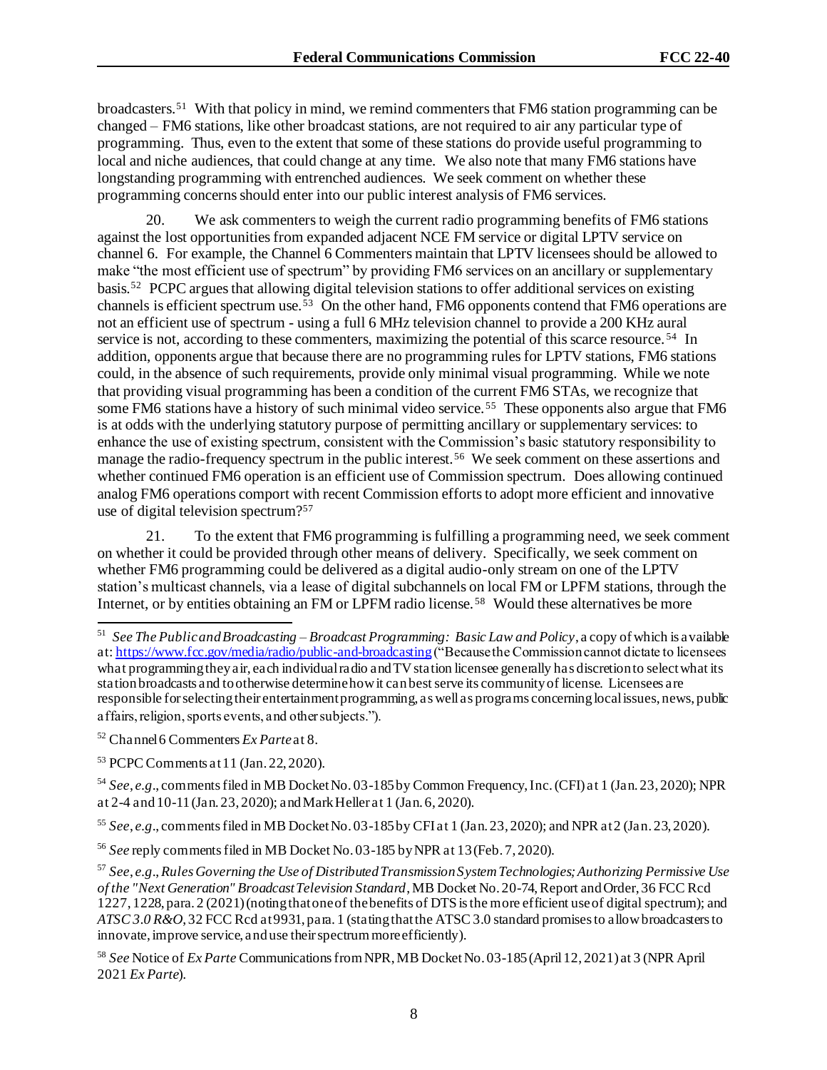broadcasters.[51] With that policy in mind, we remind commenters that FM6 station programming can be changed – FM6 stations, like other broadcast stations, are not required to air any particular type of programming. Thus, even to the extent that some of these stations do provide useful programming to local and niche audiences, that could change at any time. We also note that many FM6 stations have longstanding programming with entrenched audiences. We seek comment on whether these programming concerns should enter into our public interest analysis of FM6 services.

20. We ask commenters to weigh the current radio programming benefits of FM6 stations against the lost opportunities from expanded adjacent NCE FM service or digital LPTV service on channel 6. For example, the Channel 6 Commenters maintain that LPTV licensees should be allowed to make "the most efficient use of spectrum" by providing FM6 services on an ancillary or supplementary basis.[52] PCPC argues that allowing digital television stations to offer additional services on existing channels is efficient spectrum use.[53] On the other hand, FM6 opponents contend that FM6 operations are not an efficient use of spectrum - using a full 6 MHz television channel to provide a 200 KHz aural service is not, according to these commenters, maximizing the potential of this scarce resource.[54] In addition, opponents argue that because there are no programming rules for LPTV stations, FM6 stations could, in the absence of such requirements, provide only minimal visual programming. While we note that providing visual programming has been a condition of the current FM6 STAs, we recognize that some FM6 stations have a history of such minimal video service.[55] These opponents also argue that FM6 is at odds with the underlying statutory purpose of permitting ancillary or supplementary services: to enhance the use of existing spectrum, consistent with the Commission's basic statutory responsibility to manage the radio-frequency spectrum in the public interest.[56] We seek comment on these assertions and whether continued FM6 operation is an efficient use of Commission spectrum. Does allowing continued analog FM6 operations comport with recent Commission efforts to adopt more efficient and innovative use of digital television spectrum?[57]

21. To the extent that FM6 programming is fulfilling a programming need, we seek comment on whether it could be provided through other means of delivery. Specifically, we seek comment on whether FM6 programming could be delivered as a digital audio-only stream on one of the LPTV station's multicast channels, via a lease of digital subchannels on local FM or LPFM stations, through the Internet, or by entities obtaining an FM or LPFM radio license.[58] Would these alternatives be more

---

[51] *See The Public and Broadcasting – Broadcast Programming: Basic Law and Policy*, a copy of which is available at: https://www.fcc.gov/media/radio/public-and-broadcasting ("Because the Commission cannot dictate to licensees what programming they air, each individual radio and TV station licensee generally has discretion to select what its station broadcasts and to otherwise determine how it can best serve its community of license. Licensees are responsible for selecting their entertainment programming, as well as programs concerning local issues, news, public affairs, religion, sports events, and other subjects.").

[52] Channel 6 Commenters *Ex Parte* at 8.

[53] PCPC Comments at 11 (Jan. 22, 2020).

[54] *See, e.g*., comments filed in MB Docket No. 03-185 by Common Frequency, Inc. (CFI) at 1 (Jan. 23, 2020); NPR at 2-4 and 10-11 (Jan. 23, 2020); and Mark Heller at 1 (Jan. 6, 2020).

[55] *See, e.g*., comments filed in MB Docket No. 03-185 by CFI at 1 (Jan. 23, 2020); and NPR at 2 (Jan. 23, 2020).

[56] *See* reply comments filed in MB Docket No. 03-185 by NPR at 13 (Feb. 7, 2020).

[57] *See, e.g*., *Rules Governing the Use of Distributed Transmission System Technologies; Authorizing Permissive Use of the "Next Generation" Broadcast Television Standard*, MB Docket No. 20-74, Report and Order, 36 FCC Rcd 1227, 1228, para. 2 (2021) (noting that one of the benefits of DTS is the more efficient use of digital spectrum); and *ATSC 3.0 R&O*, 32 FCC Rcd at 9931, para. 1 (stating that the ATSC 3.0 standard promises to allow broadcasters to innovate, improve service, and use their spectrum more efficiently).

[58] *See* Notice of *Ex Parte* Communications from NPR, MB Docket No. 03-185 (April 12, 2021) at 3 (NPR April 2021 *Ex Parte*).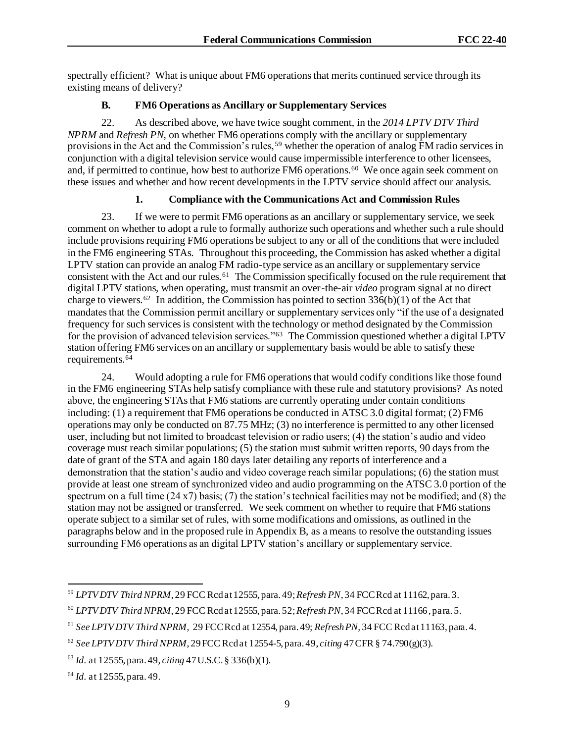spectrally efficient? What is unique about FM6 operations that merits continued service through its existing means of delivery?

### B. FM6 Operations as Ancillary or Supplementary Services

22. As described above, we have twice sought comment, in the *2014 LPTV DTV Third NPRM* and *Refresh PN*, on whether FM6 operations comply with the ancillary or supplementary provisions in the Act and the Commission's rules,[59] whether the operation of analog FM radio services in conjunction with a digital television service would cause impermissible interference to other licensees, and, if permitted to continue, how best to authorize FM6 operations.[60] We once again seek comment on these issues and whether and how recent developments in the LPTV service should affect our analysis.

#### 1. Compliance with the Communications Act and Commission Rules

23. If we were to permit FM6 operations as an ancillary or supplementary service, we seek comment on whether to adopt a rule to formally authorize such operations and whether such a rule should include provisions requiring FM6 operations be subject to any or all of the conditions that were included in the FM6 engineering STAs. Throughout this proceeding, the Commission has asked whether a digital LPTV station can provide an analog FM radio-type service as an ancillary or supplementary service consistent with the Act and our rules.[61] The Commission specifically focused on the rule requirement that digital LPTV stations, when operating, must transmit an over-the-air *video* program signal at no direct charge to viewers.[62] In addition, the Commission has pointed to section 336(b)(1) of the Act that mandates that the Commission permit ancillary or supplementary services only "if the use of a designated frequency for such services is consistent with the technology or method designated by the Commission for the provision of advanced television services."[63] The Commission questioned whether a digital LPTV station offering FM6 services on an ancillary or supplementary basis would be able to satisfy these requirements.[64]

24. Would adopting a rule for FM6 operations that would codify conditions like those found in the FM6 engineering STAs help satisfy compliance with these rule and statutory provisions? As noted above, the engineering STAs that FM6 stations are currently operating under contain conditions including: (1) a requirement that FM6 operations be conducted in ATSC 3.0 digital format; (2) FM6 operations may only be conducted on 87.75 MHz; (3) no interference is permitted to any other licensed user, including but not limited to broadcast television or radio users; (4) the station's audio and video coverage must reach similar populations; (5) the station must submit written reports, 90 days from the date of grant of the STA and again 180 days later detailing any reports of interference and a demonstration that the station's audio and video coverage reach similar populations; (6) the station must provide at least one stream of synchronized video and audio programming on the ATSC 3.0 portion of the spectrum on a full time (24 x7) basis; (7) the station's technical facilities may not be modified; and (8) the station may not be assigned or transferred. We seek comment on whether to require that FM6 stations operate subject to a similar set of rules, with some modifications and omissions, as outlined in the paragraphs below and in the proposed rule in Appendix B, as a means to resolve the outstanding issues surrounding FM6 operations as an digital LPTV station's ancillary or supplementary service.

---

[59] *LPTV DTV Third NPRM*, 29 FCC Rcd at 12555, para. 49; *Refresh PN*, 34 FCC Rcd at 11162, para. 3.

[60] *LPTV DTV Third NPRM*, 29 FCC Rcd at 12555, para. 52; *Refresh PN*, 34 FCC Rcd at 11166, para. 5.

[61] *See LPTV DTV Third NPRM*, 29 FCC Rcd at 12554, para. 49; *Refresh PN*, 34 FCC Rcd at 11163, para. 4.

[62] *See LPTV DTV Third NPRM*, 29 FCC Rcd at 12554-5, para. 49, *citing* 47 CFR § 74.790(g)(3).

[63] *Id.* at 12555, para. 49, *citing* 47 U.S.C. § 336(b)(1).

[64] *Id.* at 12555, para. 49.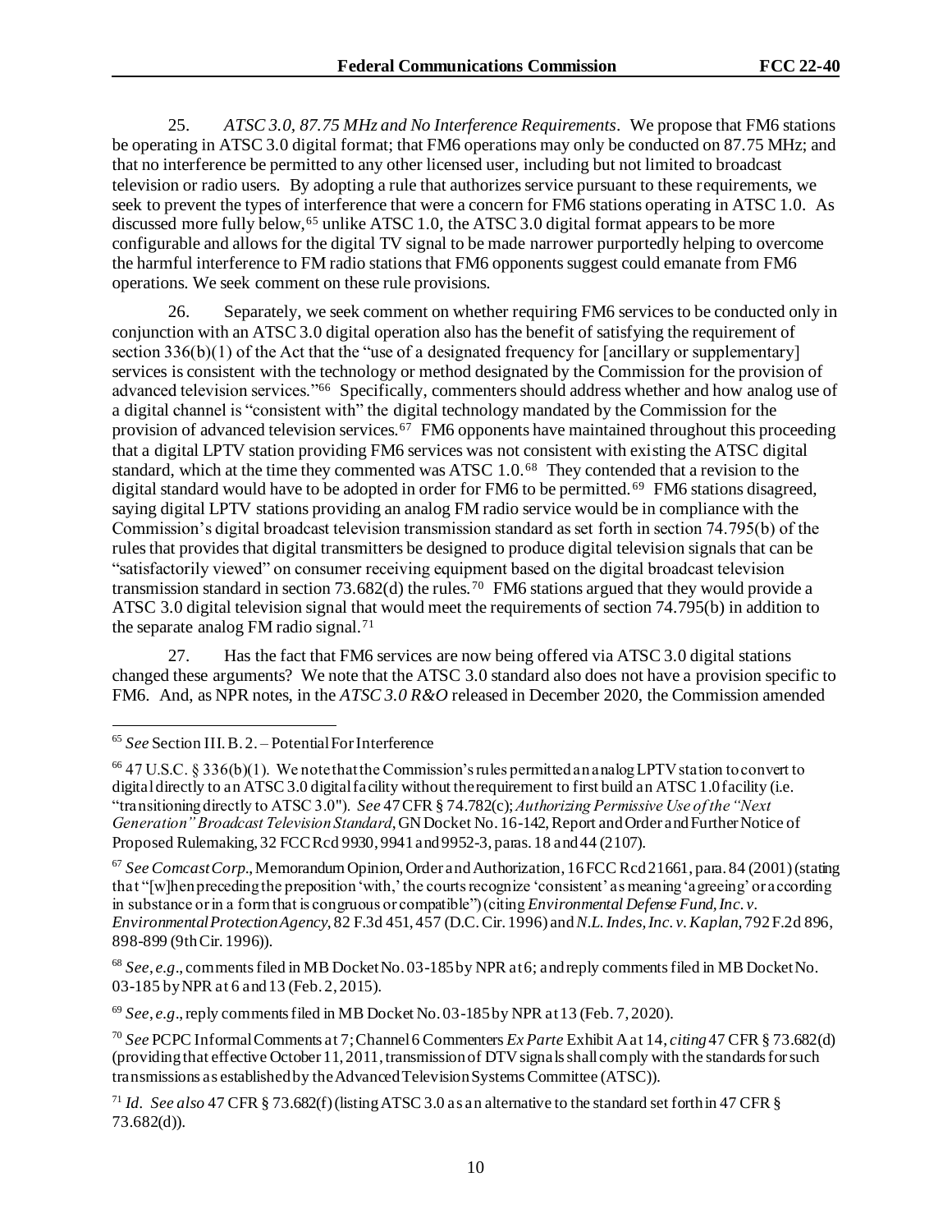25. *ATSC 3.0, 87.75 MHz and No Interference Requirements*. We propose that FM6 stations be operating in ATSC 3.0 digital format; that FM6 operations may only be conducted on 87.75 MHz; and that no interference be permitted to any other licensed user, including but not limited to broadcast television or radio users. By adopting a rule that authorizes service pursuant to these requirements, we seek to prevent the types of interference that were a concern for FM6 stations operating in ATSC 1.0. As discussed more fully below,[65] unlike ATSC 1.0, the ATSC 3.0 digital format appears to be more configurable and allows for the digital TV signal to be made narrower purportedly helping to overcome the harmful interference to FM radio stations that FM6 opponents suggest could emanate from FM6 operations. We seek comment on these rule provisions.

26. Separately, we seek comment on whether requiring FM6 services to be conducted only in conjunction with an ATSC 3.0 digital operation also has the benefit of satisfying the requirement of section 336(b)(1) of the Act that the "use of a designated frequency for [ancillary or supplementary] services is consistent with the technology or method designated by the Commission for the provision of advanced television services."[66] Specifically, commenters should address whether and how analog use of a digital channel is "consistent with" the digital technology mandated by the Commission for the provision of advanced television services.[67] FM6 opponents have maintained throughout this proceeding that a digital LPTV station providing FM6 services was not consistent with existing the ATSC digital standard, which at the time they commented was ATSC 1.0.[68] They contended that a revision to the digital standard would have to be adopted in order for FM6 to be permitted.[69] FM6 stations disagreed, saying digital LPTV stations providing an analog FM radio service would be in compliance with the Commission's digital broadcast television transmission standard as set forth in section 74.795(b) of the rules that provides that digital transmitters be designed to produce digital television signals that can be "satisfactorily viewed" on consumer receiving equipment based on the digital broadcast television transmission standard in section 73.682(d) the rules.[70] FM6 stations argued that they would provide a ATSC 3.0 digital television signal that would meet the requirements of section 74.795(b) in addition to the separate analog FM radio signal.[71]

27. Has the fact that FM6 services are now being offered via ATSC 3.0 digital stations changed these arguments? We note that the ATSC 3.0 standard also does not have a provision specific to FM6. And, as NPR notes, in the *ATSC 3.0 R&O* released in December 2020, the Commission amended

---

[65] *See* Section III. B. 2. – Potential For Interference

[66] 47 U.S.C. § 336(b)(1). We note that the Commission's rules permitted an analog LPTV station to convert to digital directly to an ATSC 3.0 digital facility without the requirement to first build an ATSC 1.0 facility (i.e. "transitioning directly to ATSC 3.0"). *See* 47 CFR § 74.782(c); *Authorizing Permissive Use of the "Next Generation" Broadcast Television Standard*, GN Docket No. 16-142, Report and Order and Further Notice of Proposed Rulemaking, 32 FCC Rcd 9930, 9941 and 9952-3, paras. 18 and 44 (2107).

[67] *See Comcast Corp*., Memorandum Opinion, Order and Authorization, 16 FCC Rcd 21661, para. 84 (2001) (stating that "[w]hen preceding the preposition 'with,' the courts recognize 'consistent' as meaning 'agreeing' or according in substance or in a form that is congruous or compatible") (citing *Environmental Defense Fund, Inc. v. Environmental Protection Agency*, 82 F.3d 451, 457 (D.C. Cir. 1996) and *N.L. Indes, Inc. v. Kaplan*, 792 F.2d 896, 898-899 (9th Cir. 1996)).

[68] *See, e.g*., comments filed in MB Docket No. 03-185 by NPR at 6; and reply comments filed in MB Docket No. 03-185 by NPR at 6 and 13 (Feb. 2, 2015).

[69] *See, e.g*., reply comments filed in MB Docket No. 03-185 by NPR at 13 (Feb. 7, 2020).

[70] *See* PCPC Informal Comments at 7; Channel 6 Commenters *Ex Parte* Exhibit A at 14, *citing* 47 CFR § 73.682(d) (providing that effective October 11, 2011, transmission of DTV signals shall comply with the standards for such transmissions as established by the Advanced Television Systems Committee (ATSC)).

[71] *Id*. *See also* 47 CFR § 73.682(f) (listing ATSC 3.0 as an alternative to the standard set forth in 47 CFR § 73.682(d)).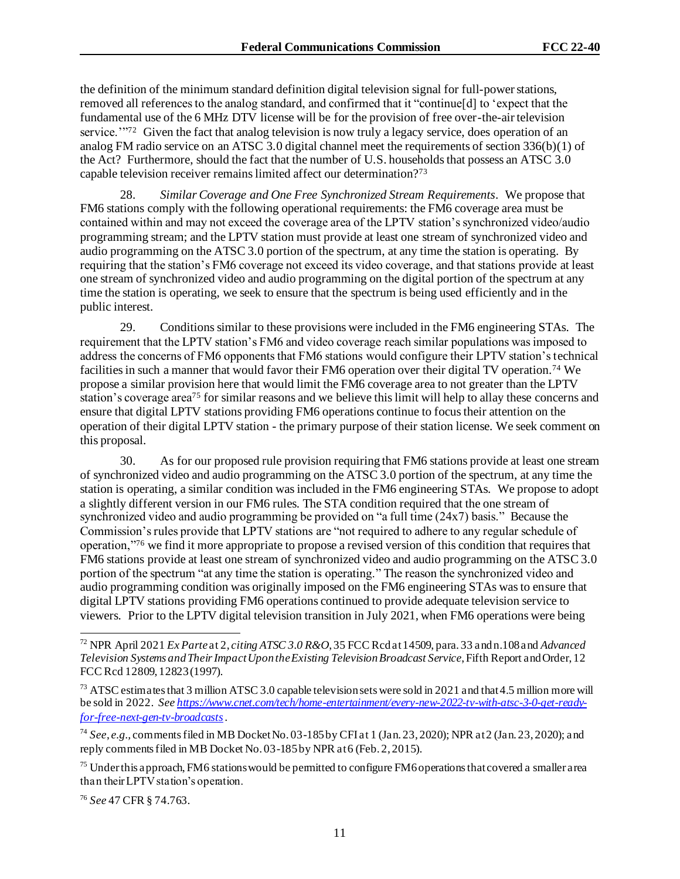the definition of the minimum standard definition digital television signal for full-power stations, removed all references to the analog standard, and confirmed that it "continue[d] to 'expect that the fundamental use of the 6 MHz DTV license will be for the provision of free over-the-air television service.'"[72] Given the fact that analog television is now truly a legacy service, does operation of an analog FM radio service on an ATSC 3.0 digital channel meet the requirements of section 336(b)(1) of the Act? Furthermore, should the fact that the number of U.S. households that possess an ATSC 3.0 capable television receiver remains limited affect our determination?[73]

28. *Similar Coverage and One Free Synchronized Stream Requirements*. We propose that FM6 stations comply with the following operational requirements: the FM6 coverage area must be contained within and may not exceed the coverage area of the LPTV station's synchronized video/audio programming stream; and the LPTV station must provide at least one stream of synchronized video and audio programming on the ATSC 3.0 portion of the spectrum, at any time the station is operating. By requiring that the station's FM6 coverage not exceed its video coverage, and that stations provide at least one stream of synchronized video and audio programming on the digital portion of the spectrum at any time the station is operating, we seek to ensure that the spectrum is being used efficiently and in the public interest.

29. Conditions similar to these provisions were included in the FM6 engineering STAs. The requirement that the LPTV station's FM6 and video coverage reach similar populations was imposed to address the concerns of FM6 opponents that FM6 stations would configure their LPTV station's technical facilities in such a manner that would favor their FM6 operation over their digital TV operation.[74] We propose a similar provision here that would limit the FM6 coverage area to not greater than the LPTV station's coverage area[75] for similar reasons and we believe this limit will help to allay these concerns and ensure that digital LPTV stations providing FM6 operations continue to focus their attention on the operation of their digital LPTV station - the primary purpose of their station license. We seek comment on this proposal.

30. As for our proposed rule provision requiring that FM6 stations provide at least one stream of synchronized video and audio programming on the ATSC 3.0 portion of the spectrum, at any time the station is operating, a similar condition was included in the FM6 engineering STAs. We propose to adopt a slightly different version in our FM6 rules. The STA condition required that the one stream of synchronized video and audio programming be provided on "a full time (24x7) basis." Because the Commission's rules provide that LPTV stations are "not required to adhere to any regular schedule of operation,"[76] we find it more appropriate to propose a revised version of this condition that requires that FM6 stations provide at least one stream of synchronized video and audio programming on the ATSC 3.0 portion of the spectrum "at any time the station is operating." The reason the synchronized video and audio programming condition was originally imposed on the FM6 engineering STAs was to ensure that digital LPTV stations providing FM6 operations continued to provide adequate television service to viewers. Prior to the LPTV digital television transition in July 2021, when FM6 operations were being

---

[72] NPR April 2021 *Ex Parte* at 2, *citing ATSC 3.0 R&O*, 35 FCC Rcd at 14509, para. 33 and n.108 and *Advanced Television Systems and Their Impact Upon the Existing Television Broadcast Service*, Fifth Report and Order, 12 FCC Rcd 12809, 12823 (1997).

[73] ATSC estimates that 3 million ATSC 3.0 capable television sets were sold in 2021 and that 4.5 million more will be sold in 2022. *See* https://www.cnet.com/tech/home-entertainment/every-new-2022-tv-with-atsc-3-0-get-ready-for-free-next-gen-tv-broadcasts.

[74] *See, e.g.*, comments filed in MB Docket No. 03-185 by CFI at 1 (Jan. 23, 2020); NPR at 2 (Jan. 23, 2020); and reply comments filed in MB Docket No. 03-185 by NPR at 6 (Feb. 2, 2015).

[75] Under this approach, FM6 stations would be permitted to configure FM6 operations that covered a smaller area than their LPTV station's operation.

[76] *See* 47 CFR § 74.763.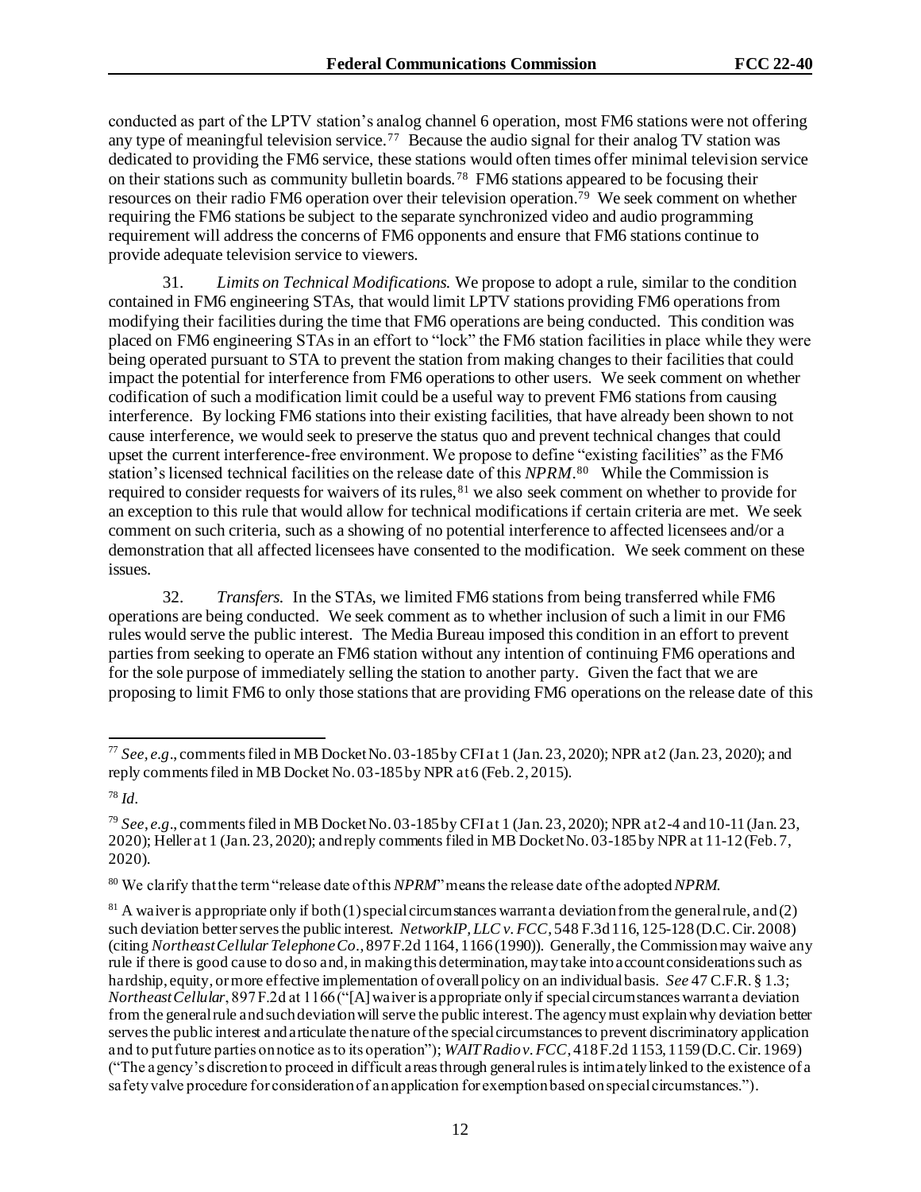conducted as part of the LPTV station's analog channel 6 operation, most FM6 stations were not offering any type of meaningful television service.[77] Because the audio signal for their analog TV station was dedicated to providing the FM6 service, these stations would often times offer minimal television service on their stations such as community bulletin boards.[78] FM6 stations appeared to be focusing their resources on their radio FM6 operation over their television operation.[79] We seek comment on whether requiring the FM6 stations be subject to the separate synchronized video and audio programming requirement will address the concerns of FM6 opponents and ensure that FM6 stations continue to provide adequate television service to viewers.

31. *Limits on Technical Modifications.* We propose to adopt a rule, similar to the condition contained in FM6 engineering STAs, that would limit LPTV stations providing FM6 operations from modifying their facilities during the time that FM6 operations are being conducted. This condition was placed on FM6 engineering STAs in an effort to "lock" the FM6 station facilities in place while they were being operated pursuant to STA to prevent the station from making changes to their facilities that could impact the potential for interference from FM6 operations to other users. We seek comment on whether codification of such a modification limit could be a useful way to prevent FM6 stations from causing interference. By locking FM6 stations into their existing facilities, that have already been shown to not cause interference, we would seek to preserve the status quo and prevent technical changes that could upset the current interference-free environment. We propose to define "existing facilities" as the FM6 station's licensed technical facilities on the release date of this *NPRM*.[80] While the Commission is required to consider requests for waivers of its rules,[81] we also seek comment on whether to provide for an exception to this rule that would allow for technical modifications if certain criteria are met. We seek comment on such criteria, such as a showing of no potential interference to affected licensees and/or a demonstration that all affected licensees have consented to the modification. We seek comment on these issues.

32. *Transfers.* In the STAs, we limited FM6 stations from being transferred while FM6 operations are being conducted. We seek comment as to whether inclusion of such a limit in our FM6 rules would serve the public interest. The Media Bureau imposed this condition in an effort to prevent parties from seeking to operate an FM6 station without any intention of continuing FM6 operations and for the sole purpose of immediately selling the station to another party. Given the fact that we are proposing to limit FM6 to only those stations that are providing FM6 operations on the release date of this

---

[77] *See, e.g*., comments filed in MB Docket No. 03-185 by CFI at 1 (Jan. 23, 2020); NPR at 2 (Jan. 23, 2020); and reply comments filed in MB Docket No. 03-185 by NPR at 6 (Feb. 2, 2015).

[78] *Id*.

[79] *See, e.g*., comments filed in MB Docket No. 03-185 by CFI at 1 (Jan. 23, 2020); NPR at 2-4 and 10-11 (Jan. 23, 2020); Heller at 1 (Jan. 23, 2020); and reply comments filed in MB Docket No. 03-185 by NPR at 11-12 (Feb. 7, 2020).

[80] We clarify that the term "release date of this *NPRM*" means the release date of the adopted *NPRM*.

[81] A waiver is appropriate only if both (1) special circumstances warrant a deviation from the general rule, and (2) such deviation better serves the public interest. *NetworkIP, LLC v. FCC*, 548 F.3d 116, 125-128 (D.C. Cir. 2008) (citing *Northeast Cellular Telephone Co*., 897 F.2d 1164, 1166 (1990)). Generally, the Commission may waive any rule if there is good cause to do so and, in making this determination, may take into account considerations such as hardship, equity, or more effective implementation of overall policy on an individual basis. *See* 47 C.F.R. § 1.3; *Northeast Cellular*, 897 F.2d at 1166 ("[A] waiver is appropriate only if special circumstances warrant a deviation from the general rule and such deviation will serve the public interest. The agency must explain why deviation better serves the public interest and articulate the nature of the special circumstances to prevent discriminatory application and to put future parties on notice as to its operation"); *WAIT Radio v. FCC*, 418 F.2d 1153, 1159 (D.C. Cir. 1969) ("The agency's discretion to proceed in difficult areas through general rules is intimately linked to the existence of a safety valve procedure for consideration of an application for exemption based on special circumstances.").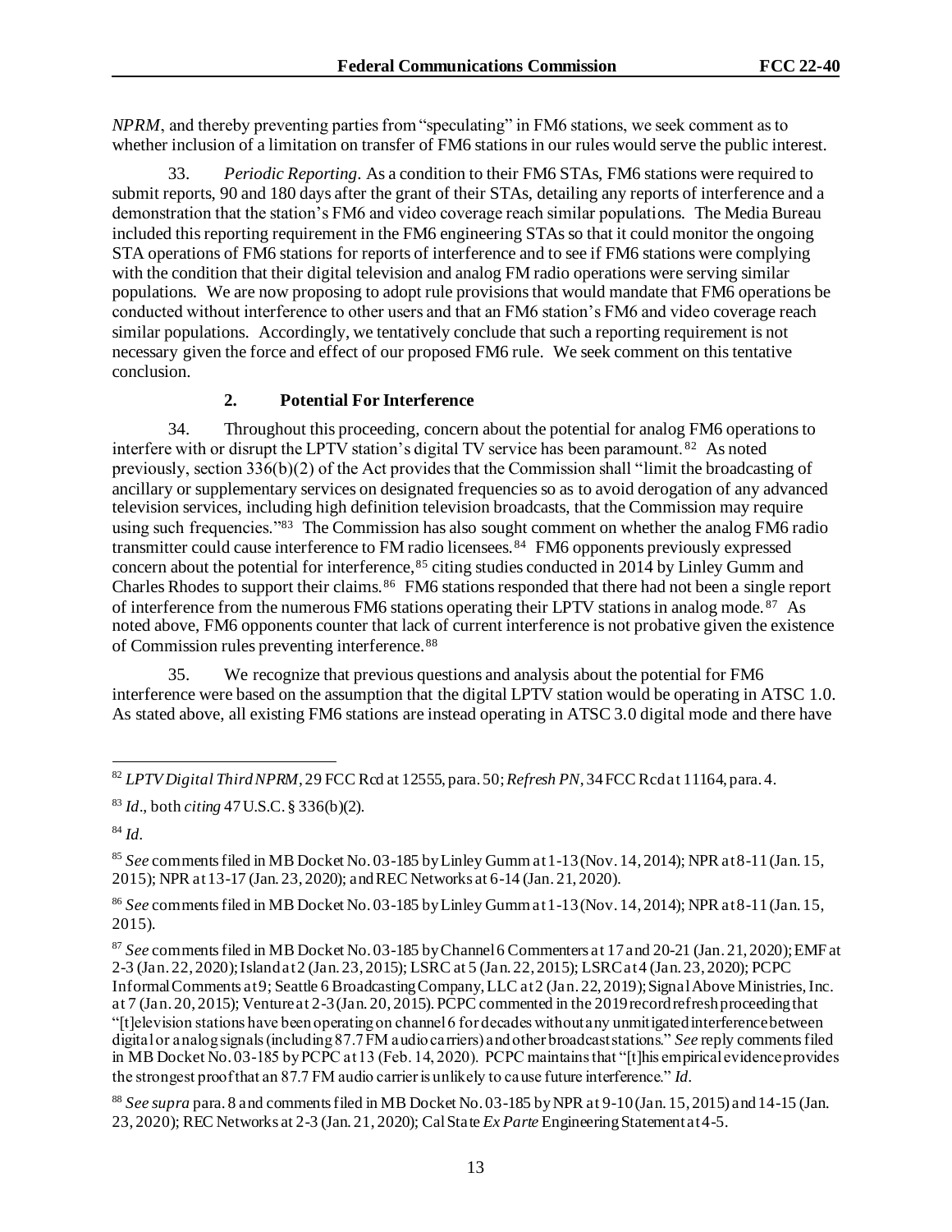*NPRM*, and thereby preventing parties from "speculating" in FM6 stations, we seek comment as to whether inclusion of a limitation on transfer of FM6 stations in our rules would serve the public interest.

33. *Periodic Reporting*. As a condition to their FM6 STAs, FM6 stations were required to submit reports, 90 and 180 days after the grant of their STAs, detailing any reports of interference and a demonstration that the station's FM6 and video coverage reach similar populations. The Media Bureau included this reporting requirement in the FM6 engineering STAs so that it could monitor the ongoing STA operations of FM6 stations for reports of interference and to see if FM6 stations were complying with the condition that their digital television and analog FM radio operations were serving similar populations. We are now proposing to adopt rule provisions that would mandate that FM6 operations be conducted without interference to other users and that an FM6 station's FM6 and video coverage reach similar populations. Accordingly, we tentatively conclude that such a reporting requirement is not necessary given the force and effect of our proposed FM6 rule. We seek comment on this tentative conclusion.

### 2. Potential For Interference

34. Throughout this proceeding, concern about the potential for analog FM6 operations to interfere with or disrupt the LPTV station's digital TV service has been paramount.[82] As noted previously, section 336(b)(2) of the Act provides that the Commission shall "limit the broadcasting of ancillary or supplementary services on designated frequencies so as to avoid derogation of any advanced television services, including high definition television broadcasts, that the Commission may require using such frequencies."[83] The Commission has also sought comment on whether the analog FM6 radio transmitter could cause interference to FM radio licensees.[84] FM6 opponents previously expressed concern about the potential for interference,[85] citing studies conducted in 2014 by Linley Gumm and Charles Rhodes to support their claims.[86] FM6 stations responded that there had not been a single report of interference from the numerous FM6 stations operating their LPTV stations in analog mode.[87] As noted above, FM6 opponents counter that lack of current interference is not probative given the existence of Commission rules preventing interference.[88]

35. We recognize that previous questions and analysis about the potential for FM6 interference were based on the assumption that the digital LPTV station would be operating in ATSC 1.0. As stated above, all existing FM6 stations are instead operating in ATSC 3.0 digital mode and there have

---

[82] *LPTV Digital Third NPRM*, 29 FCC Rcd at 12555, para. 50; *Refresh PN*, 34 FCC Rcd at 11164, para. 4.

[83] *Id*., both *citing* 47 U.S.C. § 336(b)(2).

[84] *Id*.

[85] *See* comments filed in MB Docket No. 03-185 by Linley Gumm at 1-13 (Nov. 14, 2014); NPR at 8-11 (Jan. 15, 2015); NPR at 13-17 (Jan. 23, 2020); and REC Networks at 6-14 (Jan. 21, 2020).

[86] *See* comments filed in MB Docket No. 03-185 by Linley Gumm at 1-13 (Nov. 14, 2014); NPR at 8-11 (Jan. 15, 2015).

[87] *See* comments filed in MB Docket No. 03-185 by Channel 6 Commenters at 17 and 20-21 (Jan. 21, 2020); EMF at 2-3 (Jan. 22, 2020); Island at 2 (Jan. 23, 2015); LSRC at 5 (Jan. 22, 2015); LSRC at 4 (Jan. 23, 2020); PCPC Informal Comments at 9; Seattle 6 Broadcasting Company, LLC at 2 (Jan. 22, 2019); Signal Above Ministries, Inc. at 7 (Jan. 20, 2015); Venture at 2-3 (Jan. 20, 2015). PCPC commented in the 2019 record refresh proceeding that "[t]elevision stations have been operating on channel 6 for decades without any unmitigated interference between digital or analog signals (including 87.7 FM audio carriers) and other broadcast stations." *See* reply comments filed in MB Docket No. 03-185 by PCPC at 13 (Feb. 14, 2020). PCPC maintains that "[t]his empirical evidence provides the strongest proof that an 87.7 FM audio carrier is unlikely to cause future interference." *Id*.

[88] *See supra* para. 8 and comments filed in MB Docket No. 03-185 by NPR at 9-10 (Jan. 15, 2015) and 14-15 (Jan. 23, 2020); REC Networks at 2-3 (Jan. 21, 2020); Cal State *Ex Parte* Engineering Statement at 4-5.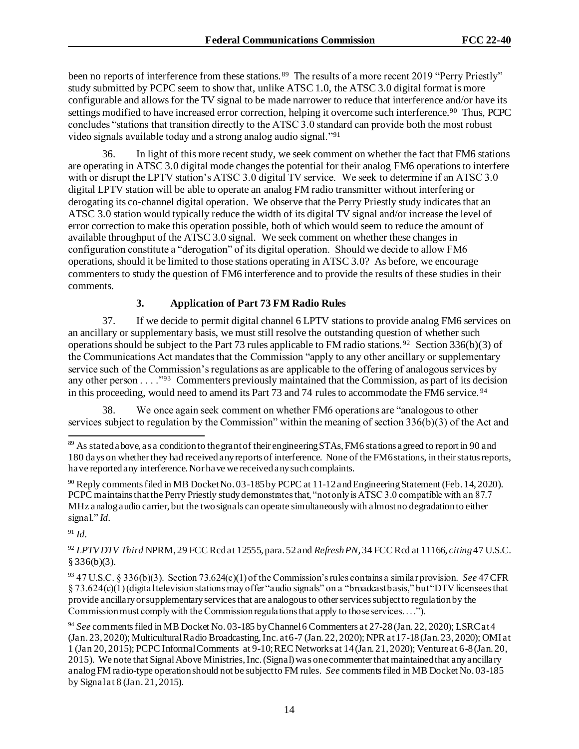been no reports of interference from these stations.[89] The results of a more recent 2019 "Perry Priestly" study submitted by PCPC seem to show that, unlike ATSC 1.0, the ATSC 3.0 digital format is more configurable and allows for the TV signal to be made narrower to reduce that interference and/or have its settings modified to have increased error correction, helping it overcome such interference.[90] Thus, PCPC concludes "stations that transition directly to the ATSC 3.0 standard can provide both the most robust video signals available today and a strong analog audio signal."[91]

36. In light of this more recent study, we seek comment on whether the fact that FM6 stations are operating in ATSC 3.0 digital mode changes the potential for their analog FM6 operations to interfere with or disrupt the LPTV station's ATSC 3.0 digital TV service. We seek to determine if an ATSC 3.0 digital LPTV station will be able to operate an analog FM radio transmitter without interfering or derogating its co-channel digital operation. We observe that the Perry Priestly study indicates that an ATSC 3.0 station would typically reduce the width of its digital TV signal and/or increase the level of error correction to make this operation possible, both of which would seem to reduce the amount of available throughput of the ATSC 3.0 signal. We seek comment on whether these changes in configuration constitute a "derogation" of its digital operation. Should we decide to allow FM6 operations, should it be limited to those stations operating in ATSC 3.0? As before, we encourage commenters to study the question of FM6 interference and to provide the results of these studies in their comments.

### 3. Application of Part 73 FM Radio Rules

37. If we decide to permit digital channel 6 LPTV stations to provide analog FM6 services on an ancillary or supplementary basis, we must still resolve the outstanding question of whether such operations should be subject to the Part 73 rules applicable to FM radio stations.[92] Section 336(b)(3) of the Communications Act mandates that the Commission "apply to any other ancillary or supplementary service such of the Commission's regulations as are applicable to the offering of analogous services by any other person . . . ."[93] Commenters previously maintained that the Commission, as part of its decision in this proceeding, would need to amend its Part 73 and 74 rules to accommodate the FM6 service.[94]

38. We once again seek comment on whether FM6 operations are "analogous to other services subject to regulation by the Commission" within the meaning of section 336(b)(3) of the Act and

---

[89] As stated above, as a condition to the grant of their engineering STAs, FM6 stations agreed to report in 90 and 180 days on whether they had received any reports of interference. None of the FM6 stations, in their status reports, have reported any interference. Nor have we received any such complaints.

[90] Reply comments filed in MB Docket No. 03-185 by PCPC at 11-12 and Engineering Statement (Feb. 14, 2020). PCPC maintains that the Perry Priestly study demonstrates that, "not only is ATSC 3.0 compatible with an 87.7 MHz analog audio carrier, but the two signals can operate simultaneously with almost no degradation to either signal." *Id*.

[91] *Id*.

[92] *LPTV DTV Third* NPRM, 29 FCC Rcd at 12555, para. 52 and *Refresh PN*, 34 FCC Rcd at 11166, *citing* 47 U.S.C. § 336(b)(3).

[93] 47 U.S.C. § 336(b)(3). Section 73.624(c)(1) of the Commission's rules contains a similar provision. *See* 47 CFR § 73.624(c)(1) (digital television stations may offer "audio signals" on a "broadcast basis," but "DTV licensees that provide ancillary or supplementary services that are analogous to other services subject to regulation by the Commission must comply with the Commission regulations that apply to those services. . . .").

[94] *See* comments filed in MB Docket No. 03-185 by Channel 6 Commenters at 27-28 (Jan. 22, 2020); LSRC at 4 (Jan. 23, 2020); Multicultural Radio Broadcasting, Inc. at 6-7 (Jan. 22, 2020); NPR at 17-18 (Jan. 23, 2020); OMI at 1 (Jan 20, 2015); PCPC Informal Comments at 9-10; REC Networks at 14 (Jan. 21, 2020); Venture at 6-8 (Jan. 20, 2015). We note that Signal Above Ministries, Inc. (Signal) was one commenter that maintained that any ancillary analog FM radio-type operation should not be subject to FM rules. *See* comments filed in MB Docket No. 03-185 by Signal at 8 (Jan. 21, 2015).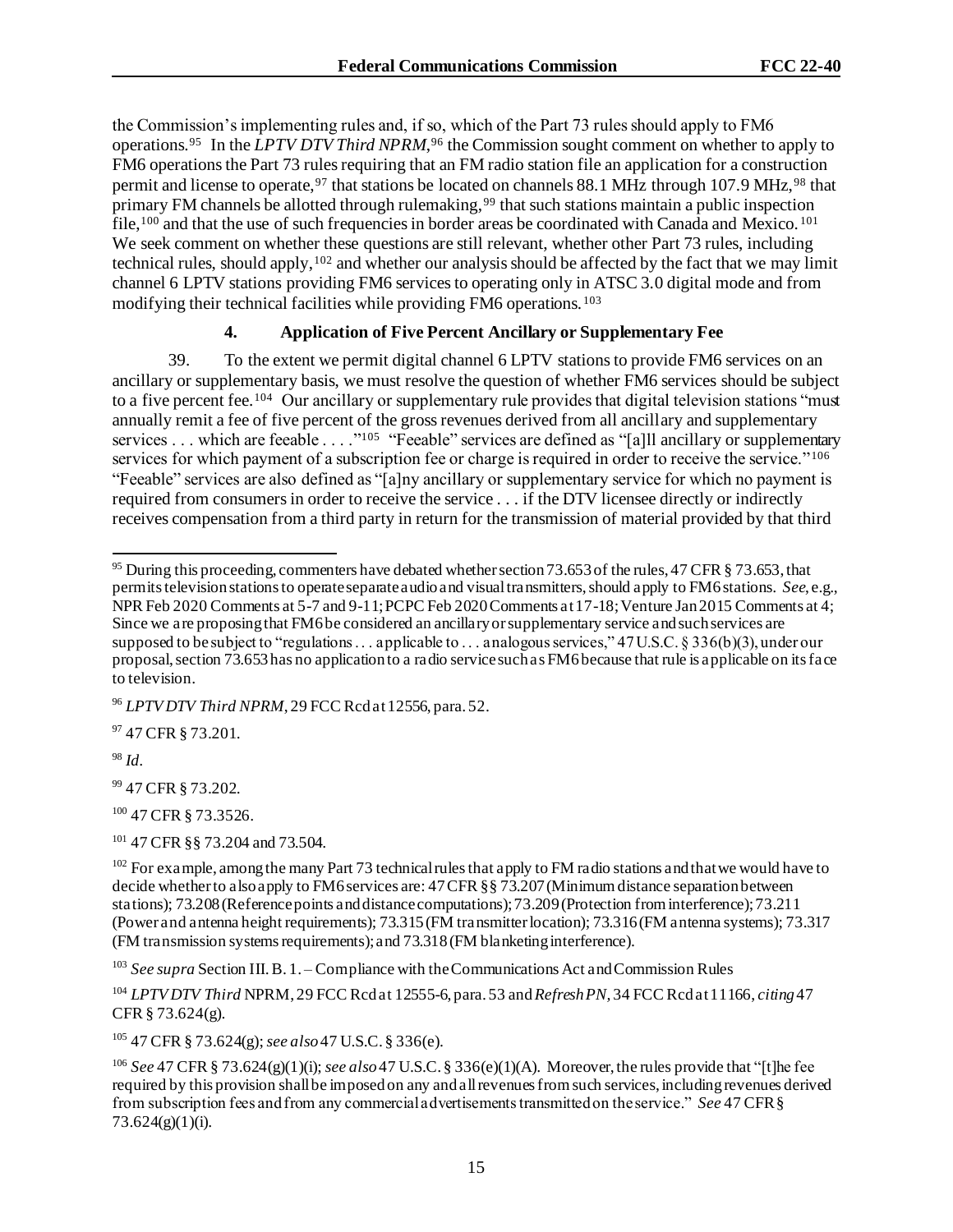the Commission's implementing rules and, if so, which of the Part 73 rules should apply to FM6 operations.[95] In the *LPTV DTV Third NPRM*,[96] the Commission sought comment on whether to apply to FM6 operations the Part 73 rules requiring that an FM radio station file an application for a construction permit and license to operate,[97] that stations be located on channels 88.1 MHz through 107.9 MHz,[98] that primary FM channels be allotted through rulemaking,[99] that such stations maintain a public inspection file,[100] and that the use of such frequencies in border areas be coordinated with Canada and Mexico.[101] We seek comment on whether these questions are still relevant, whether other Part 73 rules, including technical rules, should apply,[102] and whether our analysis should be affected by the fact that we may limit channel 6 LPTV stations providing FM6 services to operating only in ATSC 3.0 digital mode and from modifying their technical facilities while providing FM6 operations.[103]

#### 4. Application of Five Percent Ancillary or Supplementary Fee

39. To the extent we permit digital channel 6 LPTV stations to provide FM6 services on an ancillary or supplementary basis, we must resolve the question of whether FM6 services should be subject to a five percent fee.[104] Our ancillary or supplementary rule provides that digital television stations "must annually remit a fee of five percent of the gross revenues derived from all ancillary and supplementary services . . . which are feeable . . . ."[105] "Feeable" services are defined as "[a]ll ancillary or supplementary services for which payment of a subscription fee or charge is required in order to receive the service."[106] "Feeable" services are also defined as "[a]ny ancillary or supplementary service for which no payment is required from consumers in order to receive the service . . . if the DTV licensee directly or indirectly receives compensation from a third party in return for the transmission of material provided by that third

---

[95] During this proceeding, commenters have debated whether section 73.653 of the rules, 47 CFR § 73.653, that permits television stations to operate separate audio and visual transmitters, should apply to FM6 stations. *See*, e.g., NPR Feb 2020 Comments at 5-7 and 9-11; PCPC Feb 2020 Comments at 17-18; Venture Jan 2015 Comments at 4; Since we are proposing that FM6 be considered an ancillary or supplementary service and such services are supposed to be subject to "regulations . . . applicable to . . . analogous services," 47 U.S.C. § 336(b)(3), under our proposal, section 73.653 has no application to a radio service such as FM6 because that rule is applicable on its face to television.

[96] *LPTV DTV Third NPRM*, 29 FCC Rcd at 12556, para. 52.

[97] 47 CFR § 73.201.

[98] *Id*.

[99] 47 CFR § 73.202.

[100] 47 CFR § 73.3526.

[101] 47 CFR §§ 73.204 and 73.504.

[102] For example, among the many Part 73 technical rules that apply to FM radio stations and that we would have to decide whether to also apply to FM6 services are: 47 CFR §§ 73.207 (Minimum distance separation between stations); 73.208 (Reference points and distance computations); 73.209 (Protection from interference); 73.211 (Power and antenna height requirements); 73.315 (FM transmitter location); 73.316 (FM antenna systems); 73.317 (FM transmission systems requirements); and 73.318 (FM blanketing interference).

[103] *See supra* Section III. B. 1. – Compliance with the Communications Act and Commission Rules

[104] *LPTV DTV Third* NPRM, 29 FCC Rcd at 12555-6, para. 53 and *Refresh PN*, 34 FCC Rcd at 11166, *citing* 47 CFR § 73.624(g).

[105] 47 CFR § 73.624(g); *see also* 47 U.S.C. § 336(e).

[106] *See* 47 CFR § 73.624(g)(1)(i); *see also* 47 U.S.C. § 336(e)(1)(A). Moreover, the rules provide that "[t]he fee required by this provision shall be imposed on any and all revenues from such services, including revenues derived from subscription fees and from any commercial advertisements transmitted on the service." *See* 47 CFR § 73.624(g)(1)(i).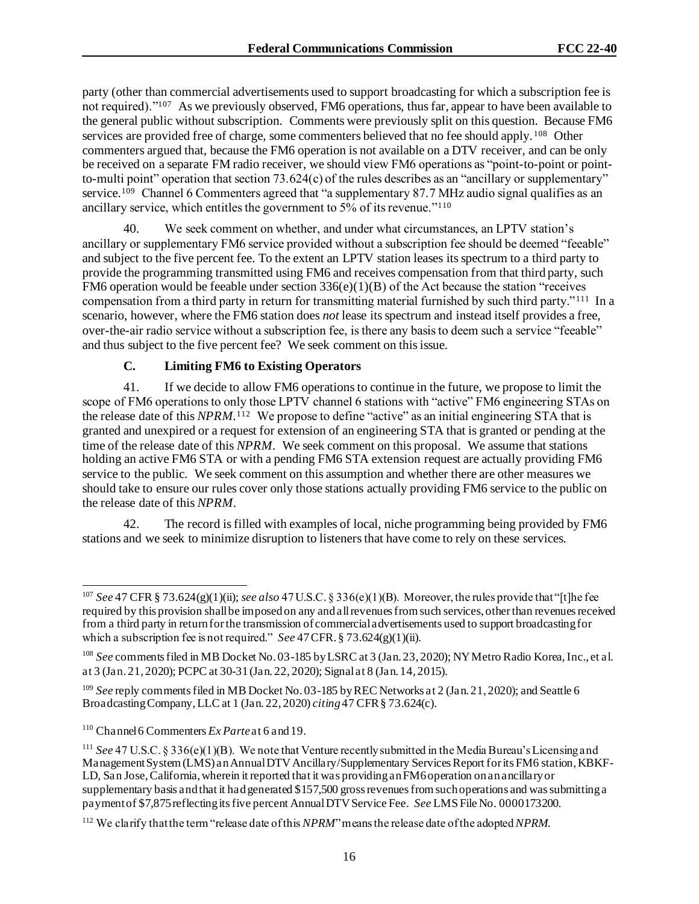party (other than commercial advertisements used to support broadcasting for which a subscription fee is not required)."[107] As we previously observed, FM6 operations, thus far, appear to have been available to the general public without subscription. Comments were previously split on this question. Because FM6 services are provided free of charge, some commenters believed that no fee should apply.[108] Other commenters argued that, because the FM6 operation is not available on a DTV receiver, and can be only be received on a separate FM radio receiver, we should view FM6 operations as "point-to-point or point-to-multi point" operation that section 73.624(c) of the rules describes as an "ancillary or supplementary" service.[109] Channel 6 Commenters agreed that "a supplementary 87.7 MHz audio signal qualifies as an ancillary service, which entitles the government to 5% of its revenue."[110]

40. We seek comment on whether, and under what circumstances, an LPTV station's ancillary or supplementary FM6 service provided without a subscription fee should be deemed "feeable" and subject to the five percent fee. To the extent an LPTV station leases its spectrum to a third party to provide the programming transmitted using FM6 and receives compensation from that third party, such FM6 operation would be feeable under section 336(e)(1)(B) of the Act because the station "receives compensation from a third party in return for transmitting material furnished by such third party."[111] In a scenario, however, where the FM6 station does *not* lease its spectrum and instead itself provides a free, over-the-air radio service without a subscription fee, is there any basis to deem such a service "feeable" and thus subject to the five percent fee? We seek comment on this issue.

### C. Limiting FM6 to Existing Operators

41. If we decide to allow FM6 operations to continue in the future, we propose to limit the scope of FM6 operations to only those LPTV channel 6 stations with "active" FM6 engineering STAs on the release date of this *NPRM*.[112] We propose to define "active" as an initial engineering STA that is granted and unexpired or a request for extension of an engineering STA that is granted or pending at the time of the release date of this *NPRM*. We seek comment on this proposal. We assume that stations holding an active FM6 STA or with a pending FM6 STA extension request are actually providing FM6 service to the public. We seek comment on this assumption and whether there are other measures we should take to ensure our rules cover only those stations actually providing FM6 service to the public on the release date of this *NPRM*.

42. The record is filled with examples of local, niche programming being provided by FM6 stations and we seek to minimize disruption to listeners that have come to rely on these services.

---

[107] *See* 47 CFR § 73.624(g)(1)(ii); *see also* 47 U.S.C. § 336(e)(1)(B). Moreover, the rules provide that "[t]he fee required by this provision shall be imposed on any and all revenues from such services, other than revenues received from a third party in return for the transmission of commercial advertisements used to support broadcasting for which a subscription fee is not required." *See* 47 CFR. § 73.624(g)(1)(ii).

[108] *See* comments filed in MB Docket No. 03-185 by LSRC at 3 (Jan. 23, 2020); NY Metro Radio Korea, Inc., et al. at 3 (Jan. 21, 2020); PCPC at 30-31 (Jan. 22, 2020); Signal at 8 (Jan. 14, 2015).

[109] *See* reply comments filed in MB Docket No. 03-185 by REC Networks at 2 (Jan. 21, 2020); and Seattle 6 Broadcasting Company, LLC at 1 (Jan. 22, 2020) *citing* 47 CFR § 73.624(c).

[110] Channel 6 Commenters *Ex Parte* at 6 and 19.

[111] *See* 47 U.S.C. § 336(e)(1)(B). We note that Venture recently submitted in the Media Bureau's Licensing and Management System (LMS) an Annual DTV Ancillary/Supplementary Services Report for its FM6 station, KBKF-LD, San Jose, California, wherein it reported that it was providing an FM6 operation on an ancillary or supplementary basis and that it had generated $157,500 gross revenues from such operations and was submitting a payment of $7,875 reflecting its five percent Annual DTV Service Fee. *See* LMS File No. 0000173200.

[112] We clarify that the term "release date of this *NPRM*" means the release date of the adopted *NPRM*.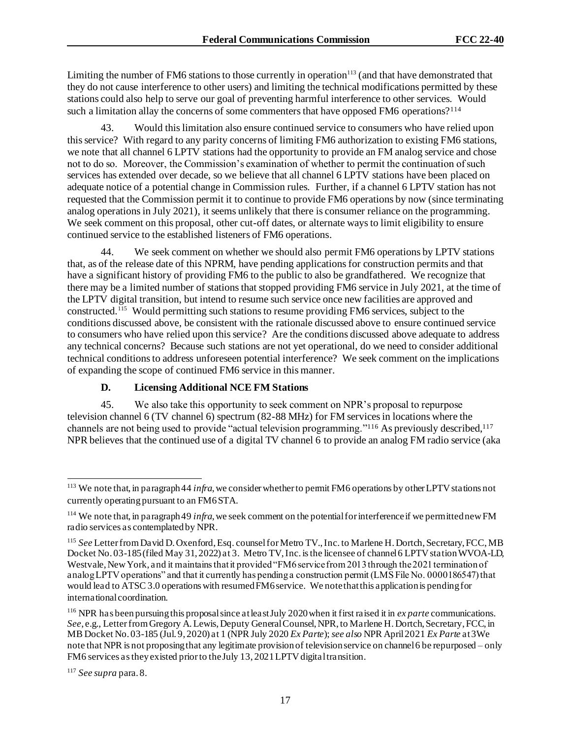Limiting the number of FM6 stations to those currently in operation[113] (and that have demonstrated that they do not cause interference to other users) and limiting the technical modifications permitted by these stations could also help to serve our goal of preventing harmful interference to other services. Would such a limitation allay the concerns of some commenters that have opposed FM6 operations?[114]

43. Would this limitation also ensure continued service to consumers who have relied upon this service? With regard to any parity concerns of limiting FM6 authorization to existing FM6 stations, we note that all channel 6 LPTV stations had the opportunity to provide an FM analog service and chose not to do so. Moreover, the Commission's examination of whether to permit the continuation of such services has extended over decade, so we believe that all channel 6 LPTV stations have been placed on adequate notice of a potential change in Commission rules. Further, if a channel 6 LPTV station has not requested that the Commission permit it to continue to provide FM6 operations by now (since terminating analog operations in July 2021), it seems unlikely that there is consumer reliance on the programming. We seek comment on this proposal, other cut-off dates, or alternate ways to limit eligibility to ensure continued service to the established listeners of FM6 operations.

44. We seek comment on whether we should also permit FM6 operations by LPTV stations that, as of the release date of this NPRM, have pending applications for construction permits and that have a significant history of providing FM6 to the public to also be grandfathered. We recognize that there may be a limited number of stations that stopped providing FM6 service in July 2021, at the time of the LPTV digital transition, but intend to resume such service once new facilities are approved and constructed.[115] Would permitting such stations to resume providing FM6 services, subject to the conditions discussed above, be consistent with the rationale discussed above to ensure continued service to consumers who have relied upon this service? Are the conditions discussed above adequate to address any technical concerns? Because such stations are not yet operational, do we need to consider additional technical conditions to address unforeseen potential interference? We seek comment on the implications of expanding the scope of continued FM6 service in this manner.

### D. Licensing Additional NCE FM Stations

45. We also take this opportunity to seek comment on NPR's proposal to repurpose television channel 6 (TV channel 6) spectrum (82-88 MHz) for FM services in locations where the channels are not being used to provide "actual television programming."[116] As previously described,[117] NPR believes that the continued use of a digital TV channel 6 to provide an analog FM radio service (aka

---

[113] We note that, in paragraph 44 *infra*, we consider whether to permit FM6 operations by other LPTV stations not currently operating pursuant to an FM6 STA.

[114] We note that, in paragraph 49 *infra*, we seek comment on the potential for interference if we permitted new FM radio services as contemplated by NPR.

[115] *See* Letter from David D. Oxenford, Esq. counsel for Metro TV., Inc. to Marlene H. Dortch, Secretary, FCC, MB Docket No. 03-185 (filed May 31, 2022) at 3. Metro TV, Inc. is the licensee of channel 6 LPTV station WVOA-LD, Westvale, New York, and it maintains that it provided "FM6 service from 2013 through the 2021 termination of analog LPTV operations" and that it currently has pending a construction permit (LMS File No. 0000186547) that would lead to ATSC 3.0 operations with resumed FM6 service. We note that this application is pending for international coordination.

[116] NPR has been pursuing this proposal since at least July 2020 when it first raised it in *ex parte* communications. *See*, e.g., Letter from Gregory A. Lewis, Deputy General Counsel, NPR, to Marlene H. Dortch, Secretary, FCC, in MB Docket No. 03-185 (Jul. 9, 2020) at 1 (NPR July 2020 *Ex Parte*); *see also* NPR April 2021 *Ex Parte* at 3We note that NPR is not proposing that any legitimate provision of television service on channel 6 be repurposed – only FM6 services as they existed prior to the July 13, 2021 LPTV digital transition.

[117] *See supra* para. 8.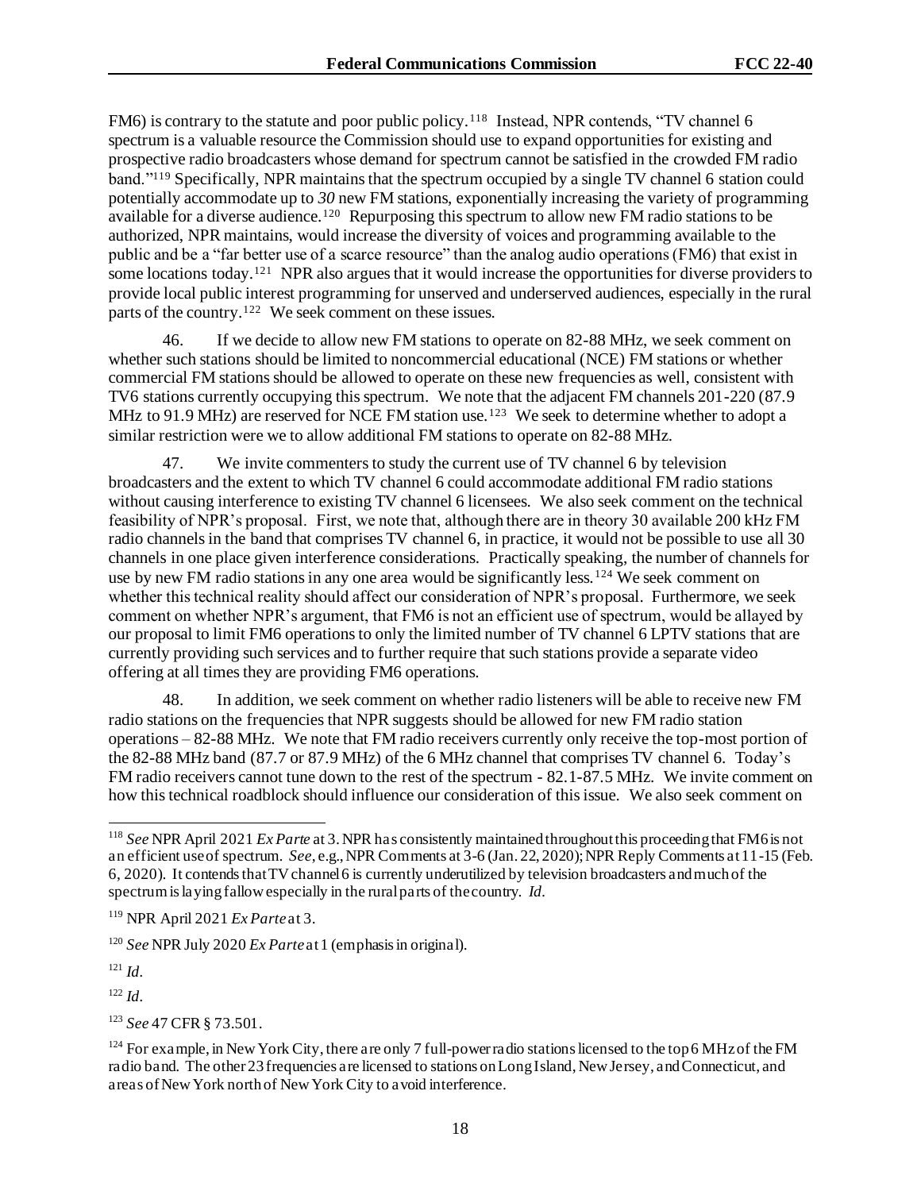FM6) is contrary to the statute and poor public policy.[118] Instead, NPR contends, "TV channel 6 spectrum is a valuable resource the Commission should use to expand opportunities for existing and prospective radio broadcasters whose demand for spectrum cannot be satisfied in the crowded FM radio band."[119] Specifically, NPR maintains that the spectrum occupied by a single TV channel 6 station could potentially accommodate up to *30* new FM stations, exponentially increasing the variety of programming available for a diverse audience.[120] Repurposing this spectrum to allow new FM radio stations to be authorized, NPR maintains, would increase the diversity of voices and programming available to the public and be a "far better use of a scarce resource" than the analog audio operations (FM6) that exist in some locations today.[121] NPR also argues that it would increase the opportunities for diverse providers to provide local public interest programming for unserved and underserved audiences, especially in the rural parts of the country.[122] We seek comment on these issues.

46. If we decide to allow new FM stations to operate on 82-88 MHz, we seek comment on whether such stations should be limited to noncommercial educational (NCE) FM stations or whether commercial FM stations should be allowed to operate on these new frequencies as well, consistent with TV6 stations currently occupying this spectrum. We note that the adjacent FM channels 201-220 (87.9 MHz to 91.9 MHz) are reserved for NCE FM station use.[123] We seek to determine whether to adopt a similar restriction were we to allow additional FM stations to operate on 82-88 MHz.

47. We invite commenters to study the current use of TV channel 6 by television broadcasters and the extent to which TV channel 6 could accommodate additional FM radio stations without causing interference to existing TV channel 6 licensees. We also seek comment on the technical feasibility of NPR's proposal. First, we note that, although there are in theory 30 available 200 kHz FM radio channels in the band that comprises TV channel 6, in practice, it would not be possible to use all 30 channels in one place given interference considerations. Practically speaking, the number of channels for use by new FM radio stations in any one area would be significantly less.[124] We seek comment on whether this technical reality should affect our consideration of NPR's proposal. Furthermore, we seek comment on whether NPR's argument, that FM6 is not an efficient use of spectrum, would be allayed by our proposal to limit FM6 operations to only the limited number of TV channel 6 LPTV stations that are currently providing such services and to further require that such stations provide a separate video offering at all times they are providing FM6 operations.

48. In addition, we seek comment on whether radio listeners will be able to receive new FM radio stations on the frequencies that NPR suggests should be allowed for new FM radio station operations – 82-88 MHz. We note that FM radio receivers currently only receive the top-most portion of the 82-88 MHz band (87.7 or 87.9 MHz) of the 6 MHz channel that comprises TV channel 6. Today's FM radio receivers cannot tune down to the rest of the spectrum - 82.1-87.5 MHz. We invite comment on how this technical roadblock should influence our consideration of this issue. We also seek comment on

---

[118] *See* NPR April 2021 *Ex Parte* at 3. NPR has consistently maintained throughout this proceeding that FM6 is not an efficient use of spectrum. *See*, e.g., NPR Comments at 3-6 (Jan. 22, 2020); NPR Reply Comments at 11-15 (Feb. 6, 2020). It contends that TV channel 6 is currently underutilized by television broadcasters and much of the spectrum is laying fallow especially in the rural parts of the country. *Id*.

[119] NPR April 2021 *Ex Parte* at 3.

[120] *See* NPR July 2020 *Ex Parte* at 1 (emphasis in original).

[121] *Id*.

[122] *Id*.

[123] *See* 47 CFR § 73.501.

[124] For example, in New York City, there are only 7 full-power radio stations licensed to the top 6 MHz of the FM radio band. The other 23 frequencies are licensed to stations on Long Island, New Jersey, and Connecticut, and areas of New York north of New York City to avoid interference.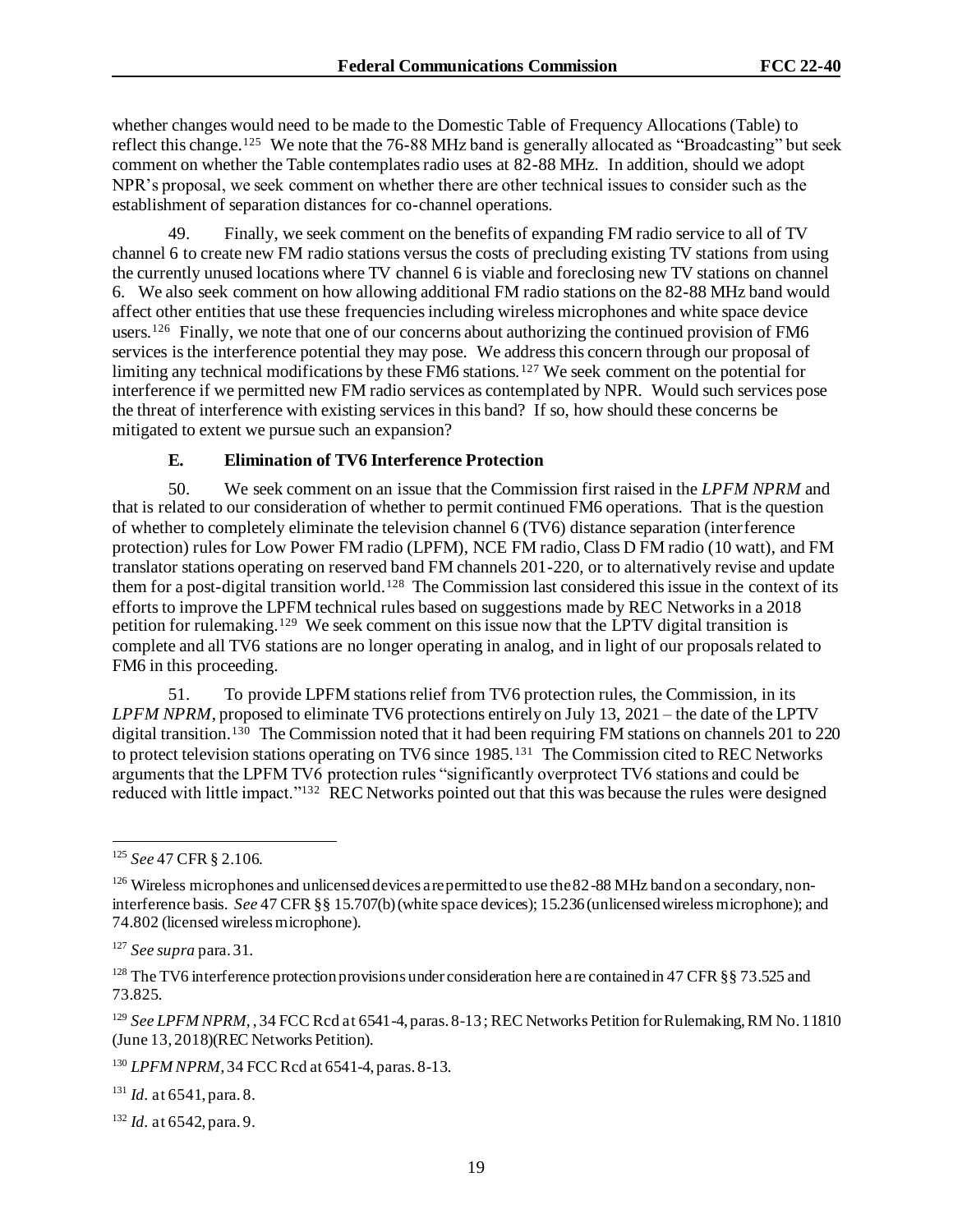whether changes would need to be made to the Domestic Table of Frequency Allocations (Table) to reflect this change.[125] We note that the 76-88 MHz band is generally allocated as "Broadcasting" but seek comment on whether the Table contemplates radio uses at 82-88 MHz. In addition, should we adopt NPR's proposal, we seek comment on whether there are other technical issues to consider such as the establishment of separation distances for co-channel operations.

49. Finally, we seek comment on the benefits of expanding FM radio service to all of TV channel 6 to create new FM radio stations versus the costs of precluding existing TV stations from using the currently unused locations where TV channel 6 is viable and foreclosing new TV stations on channel 6. We also seek comment on how allowing additional FM radio stations on the 82-88 MHz band would affect other entities that use these frequencies including wireless microphones and white space device users.[126] Finally, we note that one of our concerns about authorizing the continued provision of FM6 services is the interference potential they may pose. We address this concern through our proposal of limiting any technical modifications by these FM6 stations.[127] We seek comment on the potential for interference if we permitted new FM radio services as contemplated by NPR. Would such services pose the threat of interference with existing services in this band? If so, how should these concerns be mitigated to extent we pursue such an expansion?

### E. Elimination of TV6 Interference Protection

50. We seek comment on an issue that the Commission first raised in the *LPFM NPRM* and that is related to our consideration of whether to permit continued FM6 operations. That is the question of whether to completely eliminate the television channel 6 (TV6) distance separation (interference protection) rules for Low Power FM radio (LPFM), NCE FM radio, Class D FM radio (10 watt), and FM translator stations operating on reserved band FM channels 201-220, or to alternatively revise and update them for a post-digital transition world.[128] The Commission last considered this issue in the context of its efforts to improve the LPFM technical rules based on suggestions made by REC Networks in a 2018 petition for rulemaking.[129] We seek comment on this issue now that the LPTV digital transition is complete and all TV6 stations are no longer operating in analog, and in light of our proposals related to FM6 in this proceeding.

51. To provide LPFM stations relief from TV6 protection rules, the Commission, in its *LPFM NPRM*, proposed to eliminate TV6 protections entirely on July 13, 2021 – the date of the LPTV digital transition.[130] The Commission noted that it had been requiring FM stations on channels 201 to 220 to protect television stations operating on TV6 since 1985.[131] The Commission cited to REC Networks arguments that the LPFM TV6 protection rules "significantly overprotect TV6 stations and could be reduced with little impact."[132] REC Networks pointed out that this was because the rules were designed

---

[125] *See* 47 CFR § 2.106.

[126] Wireless microphones and unlicensed devices are permitted to use the 82-88 MHz band on a secondary, non-interference basis. *See* 47 CFR §§ 15.707(b) (white space devices); 15.236 (unlicensed wireless microphone); and 74.802 (licensed wireless microphone).

[127] *See supra* para. 31.

[128] The TV6 interference protection provisions under consideration here are contained in 47 CFR §§ 73.525 and 73.825.

[129] *See LPFM NPRM*, , 34 FCC Rcd at 6541-4, paras. 8-13; REC Networks Petition for Rulemaking, RM No. 11810 (June 13, 2018) (REC Networks Petition).

[130] *LPFM NPRM*, 34 FCC Rcd at 6541-4, paras. 8-13.

[131] *Id.* at 6541, para. 8.

[132] *Id.* at 6542, para. 9.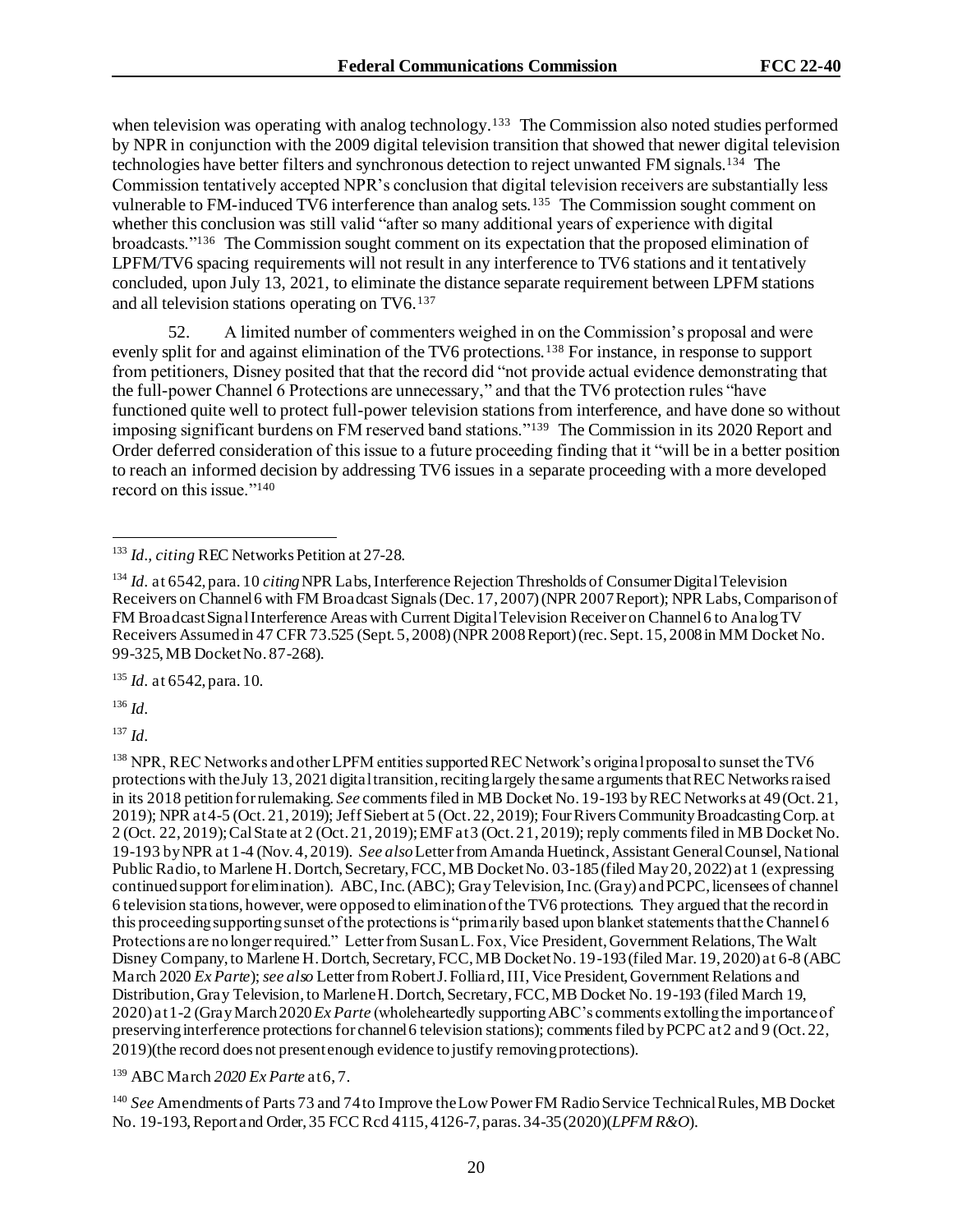when television was operating with analog technology.[133] The Commission also noted studies performed by NPR in conjunction with the 2009 digital television transition that showed that newer digital television technologies have better filters and synchronous detection to reject unwanted FM signals.[134] The Commission tentatively accepted NPR's conclusion that digital television receivers are substantially less vulnerable to FM-induced TV6 interference than analog sets.[135] The Commission sought comment on whether this conclusion was still valid "after so many additional years of experience with digital broadcasts."[136] The Commission sought comment on its expectation that the proposed elimination of LPFM/TV6 spacing requirements will not result in any interference to TV6 stations and it tentatively concluded, upon July 13, 2021, to eliminate the distance separate requirement between LPFM stations and all television stations operating on TV6.[137]

52. A limited number of commenters weighed in on the Commission's proposal and were evenly split for and against elimination of the TV6 protections.[138] For instance, in response to support from petitioners, Disney posited that that the record did "not provide actual evidence demonstrating that the full-power Channel 6 Protections are unnecessary," and that the TV6 protection rules "have functioned quite well to protect full-power television stations from interference, and have done so without imposing significant burdens on FM reserved band stations."[139] The Commission in its 2020 Report and Order deferred consideration of this issue to a future proceeding finding that it "will be in a better position to reach an informed decision by addressing TV6 issues in a separate proceeding with a more developed record on this issue."[140]

---

[133] *Id., citing* REC Networks Petition at 27-28.

[134] *Id.* at 6542, para. 10 *citing* NPR Labs, Interference Rejection Thresholds of Consumer Digital Television Receivers on Channel 6 with FM Broadcast Signals (Dec. 17, 2007) (NPR 2007 Report); NPR Labs, Comparison of FM Broadcast Signal Interference Areas with Current Digital Television Receiver on Channel 6 to Analog TV Receivers Assumed in 47 CFR 73.525 (Sept. 5, 2008) (NPR 2008 Report) (rec. Sept. 15, 2008 in MM Docket No. 99-325, MB Docket No. 87-268).

[135] *Id.* at 6542, para. 10.

[136] *Id.*

[137] *Id.*

[138] NPR, REC Networks and other LPFM entities supported REC Network's original proposal to sunset the TV6 protections with the July 13, 2021 digital transition, reciting largely the same arguments that REC Networks raised in its 2018 petition for rulemaking. *See* comments filed in MB Docket No. 19-193 by REC Networks at 49 (Oct. 21, 2019); NPR at 4-5 (Oct. 21, 2019); Jeff Siebert at 5 (Oct. 22, 2019); Four Rivers Community Broadcasting Corp. at 2 (Oct. 22, 2019); Cal State at 2 (Oct. 21, 2019); EMF at 3 (Oct. 21, 2019); reply comments filed in MB Docket No. 19-193 by NPR at 1-4 (Nov. 4, 2019). *See also* Letter from Amanda Huetinck, Assistant General Counsel, National Public Radio, to Marlene H. Dortch, Secretary, FCC, MB Docket No. 03-185 (filed May 20, 2022) at 1 (expressing continued support for elimination). ABC, Inc. (ABC); Gray Television, Inc. (Gray) and PCPC, licensees of channel 6 television stations, however, were opposed to elimination of the TV6 protections. They argued that the record in this proceeding supporting sunset of the protections is "primarily based upon blanket statements that the Channel 6 Protections are no longer required." Letter from Susan L. Fox, Vice President, Government Relations, The Walt Disney Company, to Marlene H. Dortch, Secretary, FCC, MB Docket No. 19-193 (filed Mar. 19, 2020) at 6-8 (ABC March 2020 *Ex Parte*); *see also* Letter from Robert J. Folliard, III, Vice President, Government Relations and Distribution, Gray Television, to Marlene H. Dortch, Secretary, FCC, MB Docket No. 19-193 (filed March 19, 2020) at 1-2 (Gray March 2020 *Ex Parte* (wholeheartedly supporting ABC's comments extolling the importance of preserving interference protections for channel 6 television stations); comments filed by PCPC at 2 and 9 (Oct. 22, 2019)(the record does not present enough evidence to justify removing protections).

[139] ABC March *2020 Ex Parte* at 6, 7.

[140] *See* Amendments of Parts 73 and 74 to Improve the Low Power FM Radio Service Technical Rules, MB Docket No. 19-193, Report and Order, 35 FCC Rcd 4115, 4126-7, paras. 34-35 (2020)(*LPFM R&O*).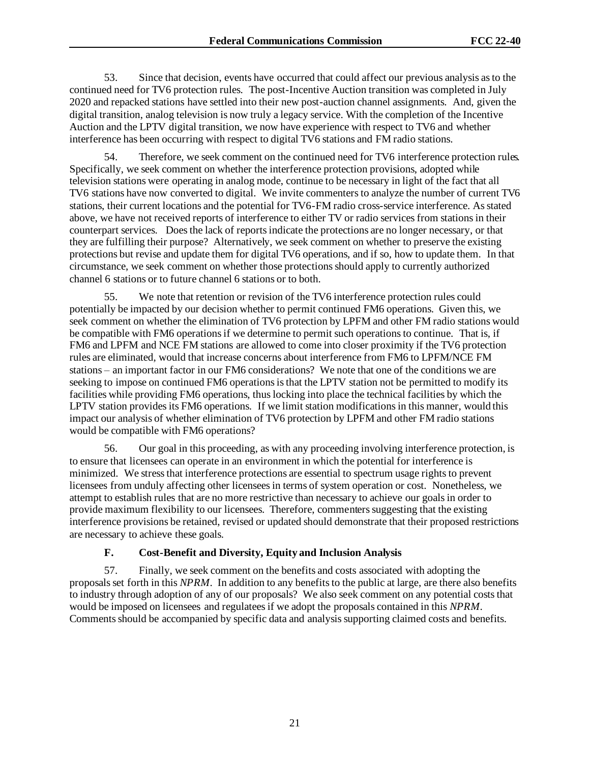53. Since that decision, events have occurred that could affect our previous analysis as to the continued need for TV6 protection rules. The post-Incentive Auction transition was completed in July 2020 and repacked stations have settled into their new post-auction channel assignments. And, given the digital transition, analog television is now truly a legacy service. With the completion of the Incentive Auction and the LPTV digital transition, we now have experience with respect to TV6 and whether interference has been occurring with respect to digital TV6 stations and FM radio stations.

54. Therefore, we seek comment on the continued need for TV6 interference protection rules. Specifically, we seek comment on whether the interference protection provisions, adopted while television stations were operating in analog mode, continue to be necessary in light of the fact that all TV6 stations have now converted to digital. We invite commenters to analyze the number of current TV6 stations, their current locations and the potential for TV6-FM radio cross-service interference. As stated above, we have not received reports of interference to either TV or radio services from stations in their counterpart services. Does the lack of reports indicate the protections are no longer necessary, or that they are fulfilling their purpose? Alternatively, we seek comment on whether to preserve the existing protections but revise and update them for digital TV6 operations, and if so, how to update them. In that circumstance, we seek comment on whether those protections should apply to currently authorized channel 6 stations or to future channel 6 stations or to both.

55. We note that retention or revision of the TV6 interference protection rules could potentially be impacted by our decision whether to permit continued FM6 operations. Given this, we seek comment on whether the elimination of TV6 protection by LPFM and other FM radio stations would be compatible with FM6 operations if we determine to permit such operations to continue. That is, if FM6 and LPFM and NCE FM stations are allowed to come into closer proximity if the TV6 protection rules are eliminated, would that increase concerns about interference from FM6 to LPFM/NCE FM stations – an important factor in our FM6 considerations? We note that one of the conditions we are seeking to impose on continued FM6 operations is that the LPTV station not be permitted to modify its facilities while providing FM6 operations, thus locking into place the technical facilities by which the LPTV station provides its FM6 operations. If we limit station modifications in this manner, would this impact our analysis of whether elimination of TV6 protection by LPFM and other FM radio stations would be compatible with FM6 operations?

56. Our goal in this proceeding, as with any proceeding involving interference protection, is to ensure that licensees can operate in an environment in which the potential for interference is minimized. We stress that interference protections are essential to spectrum usage rights to prevent licensees from unduly affecting other licensees in terms of system operation or cost. Nonetheless, we attempt to establish rules that are no more restrictive than necessary to achieve our goals in order to provide maximum flexibility to our licensees. Therefore, commenters suggesting that the existing interference provisions be retained, revised or updated should demonstrate that their proposed restrictions are necessary to achieve these goals.

### F. Cost-Benefit and Diversity, Equity and Inclusion Analysis

57. Finally, we seek comment on the benefits and costs associated with adopting the proposals set forth in this *NPRM*. In addition to any benefits to the public at large, are there also benefits to industry through adoption of any of our proposals? We also seek comment on any potential costs that would be imposed on licensees and regulatees if we adopt the proposals contained in this *NPRM*. Comments should be accompanied by specific data and analysis supporting claimed costs and benefits.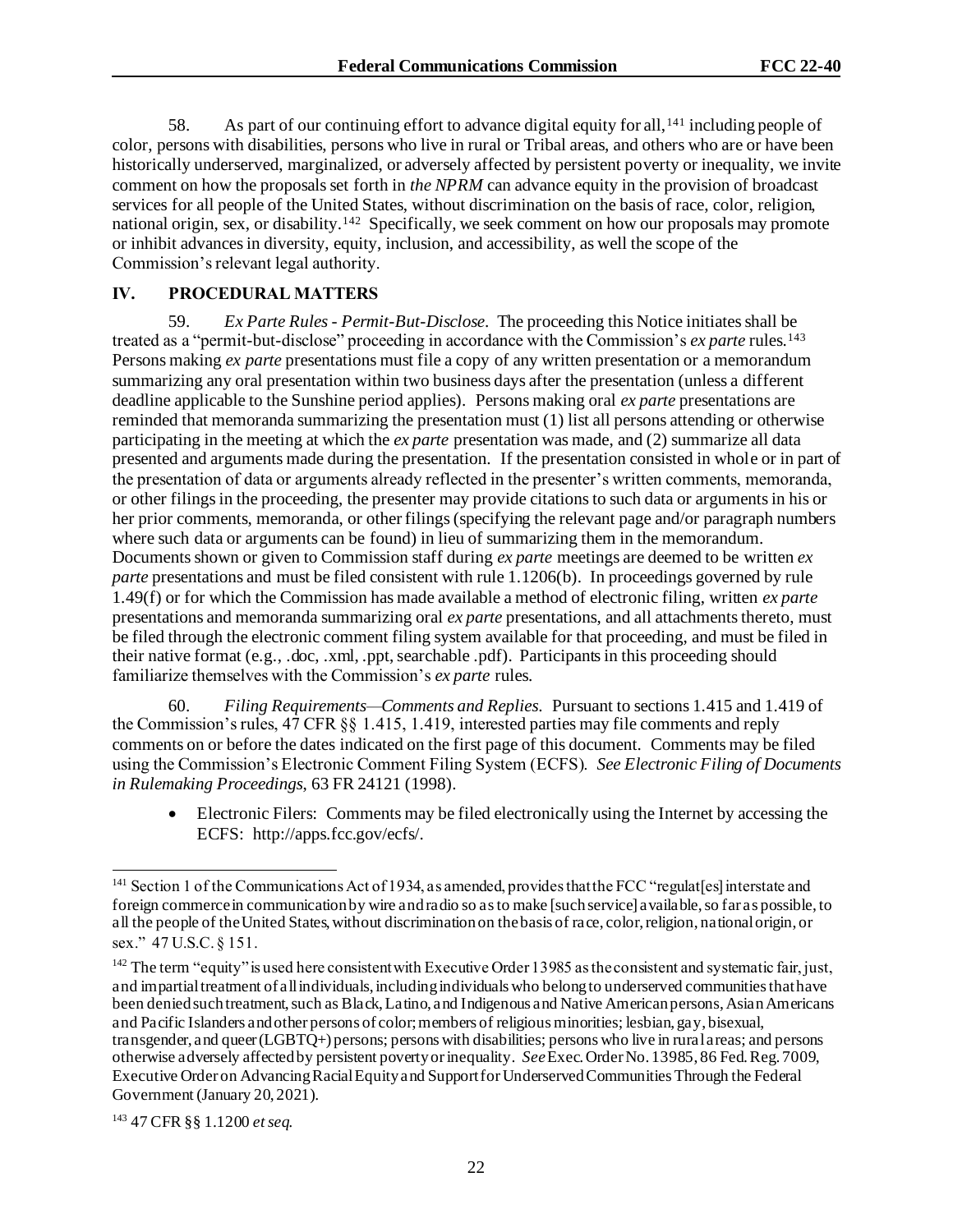58. As part of our continuing effort to advance digital equity for all,[141] including people of color, persons with disabilities, persons who live in rural or Tribal areas, and others who are or have been historically underserved, marginalized, or adversely affected by persistent poverty or inequality, we invite comment on how the proposals set forth in *the NPRM* can advance equity in the provision of broadcast services for all people of the United States, without discrimination on the basis of race, color, religion, national origin, sex, or disability.[142] Specifically, we seek comment on how our proposals may promote or inhibit advances in diversity, equity, inclusion, and accessibility, as well the scope of the Commission's relevant legal authority.

## IV. PROCEDURAL MATTERS

59. *Ex Parte Rules - Permit-But-Disclose*. The proceeding this Notice initiates shall be treated as a "permit-but-disclose" proceeding in accordance with the Commission's *ex parte* rules.[143] Persons making *ex parte* presentations must file a copy of any written presentation or a memorandum summarizing any oral presentation within two business days after the presentation (unless a different deadline applicable to the Sunshine period applies). Persons making oral *ex parte* presentations are reminded that memoranda summarizing the presentation must (1) list all persons attending or otherwise participating in the meeting at which the *ex parte* presentation was made, and (2) summarize all data presented and arguments made during the presentation. If the presentation consisted in whole or in part of the presentation of data or arguments already reflected in the presenter's written comments, memoranda, or other filings in the proceeding, the presenter may provide citations to such data or arguments in his or her prior comments, memoranda, or other filings (specifying the relevant page and/or paragraph numbers where such data or arguments can be found) in lieu of summarizing them in the memorandum. Documents shown or given to Commission staff during *ex parte* meetings are deemed to be written *ex parte* presentations and must be filed consistent with rule 1.1206(b). In proceedings governed by rule 1.49(f) or for which the Commission has made available a method of electronic filing, written *ex parte* presentations and memoranda summarizing oral *ex parte* presentations, and all attachments thereto, must be filed through the electronic comment filing system available for that proceeding, and must be filed in their native format (e.g., .doc, .xml, .ppt, searchable .pdf). Participants in this proceeding should familiarize themselves with the Commission's *ex parte* rules.

60. *Filing Requirements—Comments and Replies*. Pursuant to sections 1.415 and 1.419 of the Commission's rules, 47 CFR §§ 1.415, 1.419, interested parties may file comments and reply comments on or before the dates indicated on the first page of this document. Comments may be filed using the Commission's Electronic Comment Filing System (ECFS). *See Electronic Filing of Documents in Rulemaking Proceedings*, 63 FR 24121 (1998).

- Electronic Filers: Comments may be filed electronically using the Internet by accessing the ECFS: http://apps.fcc.gov/ecfs/.

---

[141] Section 1 of the Communications Act of 1934, as amended, provides that the FCC "regulat[es] interstate and foreign commerce in communication by wire and radio so as to make [such service] available, so far as possible, to all the people of the United States, without discrimination on the basis of race, color, religion, national origin, or sex." 47 U.S.C. § 151.

[142] The term "equity" is used here consistent with Executive Order 13985 as the consistent and systematic fair, just, and impartial treatment of all individuals, including individuals who belong to underserved communities that have been denied such treatment, such as Black, Latino, and Indigenous and Native American persons, Asian Americans and Pacific Islanders and other persons of color; members of religious minorities; lesbian, gay, bisexual, transgender, and queer (LGBTQ+) persons; persons with disabilities; persons who live in rural areas; and persons otherwise adversely affected by persistent poverty or inequality. *See* Exec. Order No. 13985, 86 Fed. Reg. 7009, Executive Order on Advancing Racial Equity and Support for Underserved Communities Through the Federal Government (January 20, 2021).

[143] 47 CFR §§ 1.1200 *et seq.*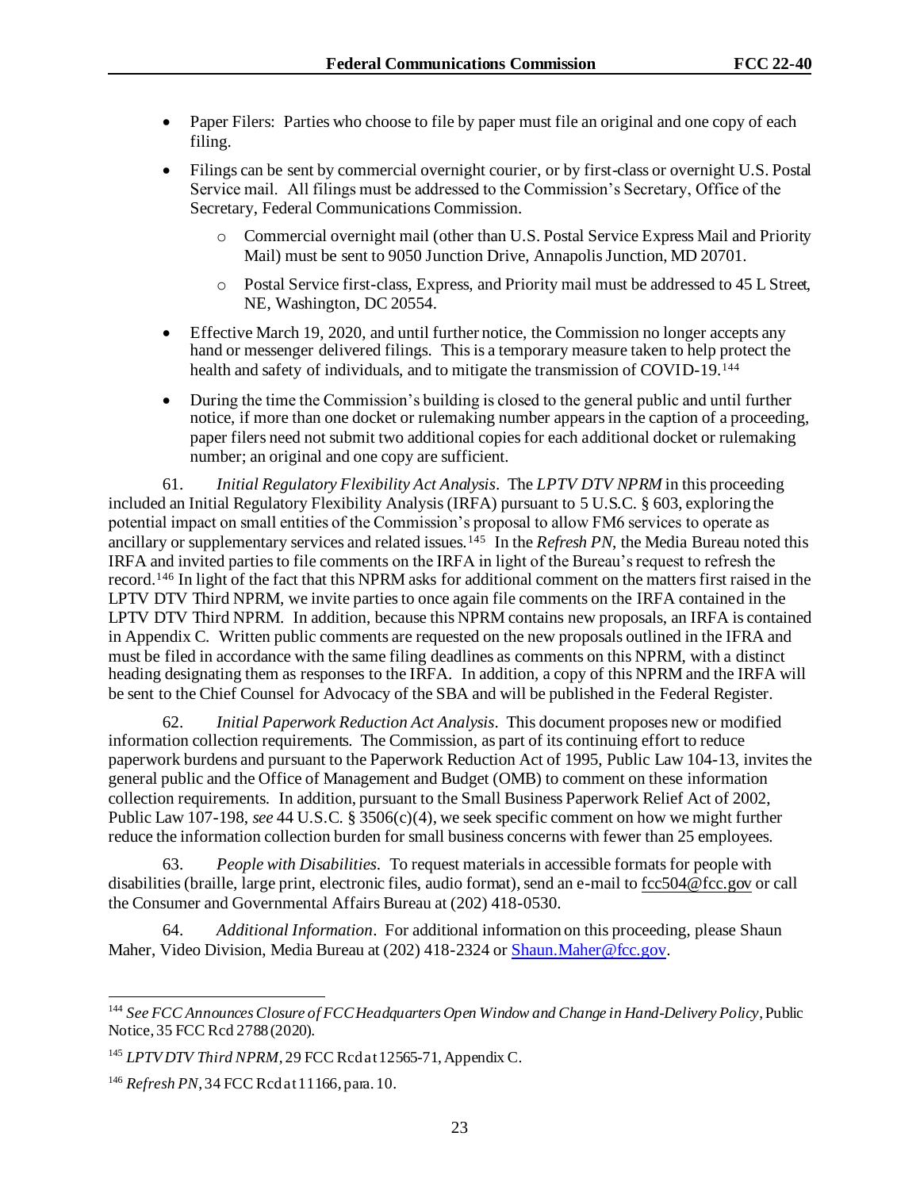- Paper Filers: Parties who choose to file by paper must file an original and one copy of each filing.
- Filings can be sent by commercial overnight courier, or by first-class or overnight U.S. Postal Service mail. All filings must be addressed to the Commission's Secretary, Office of the Secretary, Federal Communications Commission.
  - Commercial overnight mail (other than U.S. Postal Service Express Mail and Priority Mail) must be sent to 9050 Junction Drive, Annapolis Junction, MD 20701.
  - Postal Service first-class, Express, and Priority mail must be addressed to 45 L Street, NE, Washington, DC 20554.
- Effective March 19, 2020, and until further notice, the Commission no longer accepts any hand or messenger delivered filings. This is a temporary measure taken to help protect the health and safety of individuals, and to mitigate the transmission of COVID-19.[144]
- During the time the Commission's building is closed to the general public and until further notice, if more than one docket or rulemaking number appears in the caption of a proceeding, paper filers need not submit two additional copies for each additional docket or rulemaking number; an original and one copy are sufficient.

61. *Initial Regulatory Flexibility Act Analysis*. The *LPTV DTV NPRM* in this proceeding included an Initial Regulatory Flexibility Analysis (IRFA) pursuant to 5 U.S.C. § 603, exploring the potential impact on small entities of the Commission's proposal to allow FM6 services to operate as ancillary or supplementary services and related issues.[145] In the *Refresh PN*, the Media Bureau noted this IRFA and invited parties to file comments on the IRFA in light of the Bureau's request to refresh the record.[146] In light of the fact that this NPRM asks for additional comment on the matters first raised in the LPTV DTV Third NPRM, we invite parties to once again file comments on the IRFA contained in the LPTV DTV Third NPRM. In addition, because this NPRM contains new proposals, an IRFA is contained in Appendix C. Written public comments are requested on the new proposals outlined in the IFRA and must be filed in accordance with the same filing deadlines as comments on this NPRM, with a distinct heading designating them as responses to the IRFA. In addition, a copy of this NPRM and the IRFA will be sent to the Chief Counsel for Advocacy of the SBA and will be published in the Federal Register.

62. *Initial Paperwork Reduction Act Analysis*. This document proposes new or modified information collection requirements. The Commission, as part of its continuing effort to reduce paperwork burdens and pursuant to the Paperwork Reduction Act of 1995, Public Law 104-13, invites the general public and the Office of Management and Budget (OMB) to comment on these information collection requirements. In addition, pursuant to the Small Business Paperwork Relief Act of 2002, Public Law 107-198, *see* 44 U.S.C. § 3506(c)(4), we seek specific comment on how we might further reduce the information collection burden for small business concerns with fewer than 25 employees.

63. *People with Disabilities*. To request materials in accessible formats for people with disabilities (braille, large print, electronic files, audio format), send an e-mail to fcc504@fcc.gov or call the Consumer and Governmental Affairs Bureau at (202) 418-0530.

64. *Additional Information*. For additional information on this proceeding, please Shaun Maher, Video Division, Media Bureau at (202) 418-2324 or Shaun.Maher@fcc.gov.

---

[144] *See FCC Announces Closure of FCC Headquarters Open Window and Change in Hand-Delivery Policy*, Public Notice, 35 FCC Rcd 2788 (2020).

[145] *LPTV DTV Third NPRM*, 29 FCC Rcd at 12565-71, Appendix C.

[146] *Refresh PN*, 34 FCC Rcd at 11166, para. 10.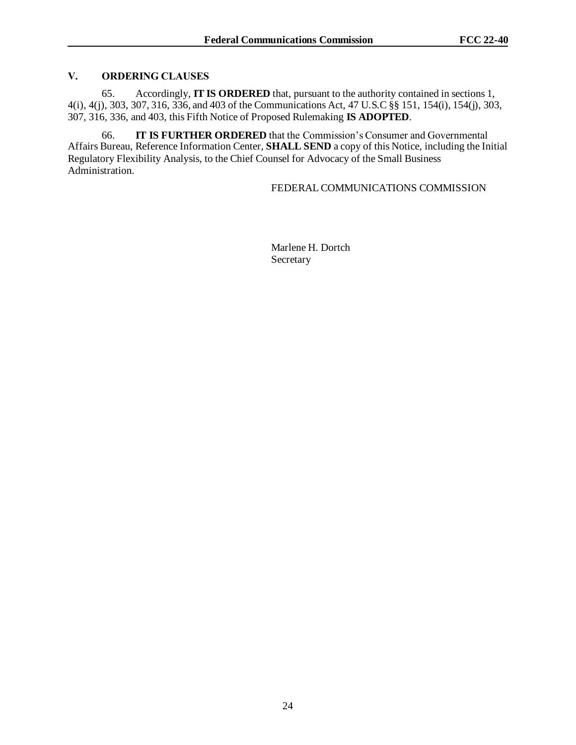## V. ORDERING CLAUSES

65. Accordingly, **IT IS ORDERED** that, pursuant to the authority contained in sections 1, 4(i), 4(j), 303, 307, 316, 336, and 403 of the Communications Act, 47 U.S.C §§ 151, 154(i), 154(j), 303, 307, 316, 336, and 403, this Fifth Notice of Proposed Rulemaking **IS ADOPTED**.

66. **IT IS FURTHER ORDERED** that the Commission's Consumer and Governmental Affairs Bureau, Reference Information Center, **SHALL SEND** a copy of this Notice, including the Initial Regulatory Flexibility Analysis, to the Chief Counsel for Advocacy of the Small Business Administration.

FEDERAL COMMUNICATIONS COMMISSION

Marlene H. Dortch
Secretary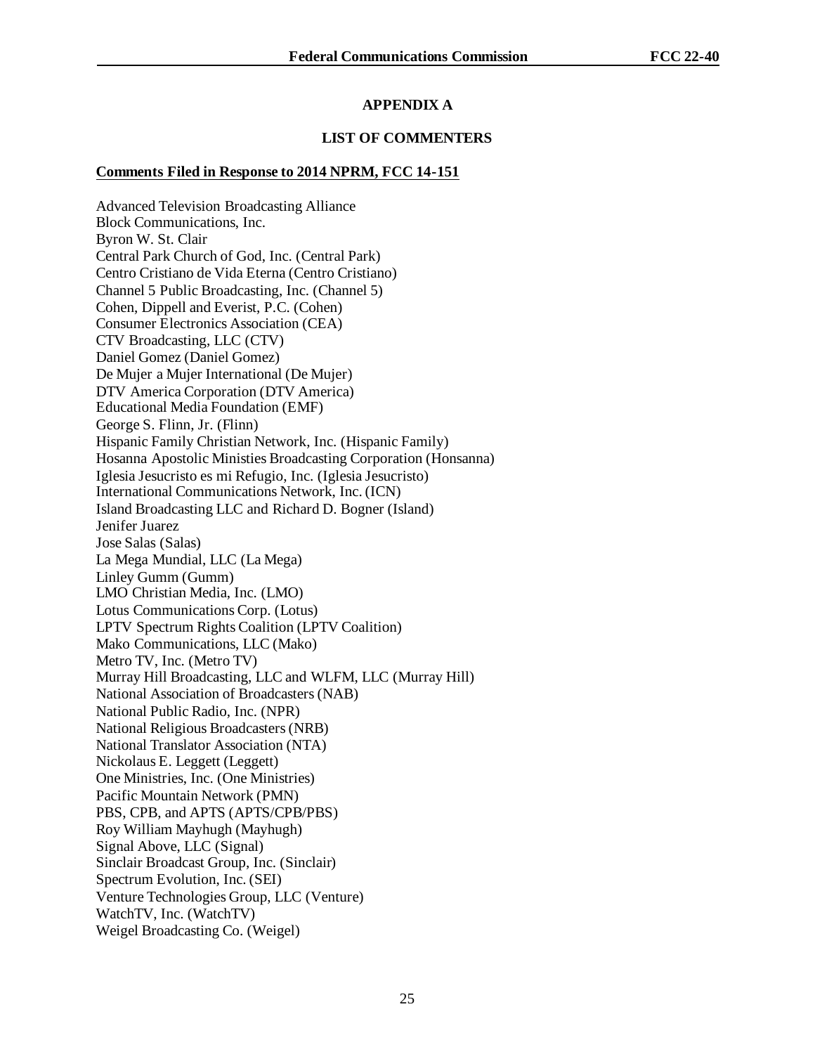## APPENDIX A

## LIST OF COMMENTERS

**Comments Filed in Response to 2014 NPRM, FCC 14-151**

Advanced Television Broadcasting Alliance
Block Communications, Inc.
Byron W. St. Clair
Central Park Church of God, Inc. (Central Park)
Centro Cristiano de Vida Eterna (Centro Cristiano)
Channel 5 Public Broadcasting, Inc. (Channel 5)
Cohen, Dippell and Everist, P.C. (Cohen)
Consumer Electronics Association (CEA)
CTV Broadcasting, LLC (CTV)
Daniel Gomez (Daniel Gomez)
De Mujer a Mujer International (De Mujer)
DTV America Corporation (DTV America)
Educational Media Foundation (EMF)
George S. Flinn, Jr. (Flinn)
Hispanic Family Christian Network, Inc. (Hispanic Family)
Hosanna Apostolic Ministies Broadcasting Corporation (Honsanna)
Iglesia Jesucristo es mi Refugio, Inc. (Iglesia Jesucristo)
International Communications Network, Inc. (ICN)
Island Broadcasting LLC and Richard D. Bogner (Island)
Jenifer Juarez
Jose Salas (Salas)
La Mega Mundial, LLC (La Mega)
Linley Gumm (Gumm)
LMO Christian Media, Inc. (LMO)
Lotus Communications Corp. (Lotus)
LPTV Spectrum Rights Coalition (LPTV Coalition)
Mako Communications, LLC (Mako)
Metro TV, Inc. (Metro TV)
Murray Hill Broadcasting, LLC and WLFM, LLC (Murray Hill)
National Association of Broadcasters (NAB)
National Public Radio, Inc. (NPR)
National Religious Broadcasters (NRB)
National Translator Association (NTA)
Nickolaus E. Leggett (Leggett)
One Ministries, Inc. (One Ministries)
Pacific Mountain Network (PMN)
PBS, CPB, and APTS (APTS/CPB/PBS)
Roy William Mayhugh (Mayhugh)
Signal Above, LLC (Signal)
Sinclair Broadcast Group, Inc. (Sinclair)
Spectrum Evolution, Inc. (SEI)
Venture Technologies Group, LLC (Venture)
WatchTV, Inc. (WatchTV)
Weigel Broadcasting Co. (Weigel)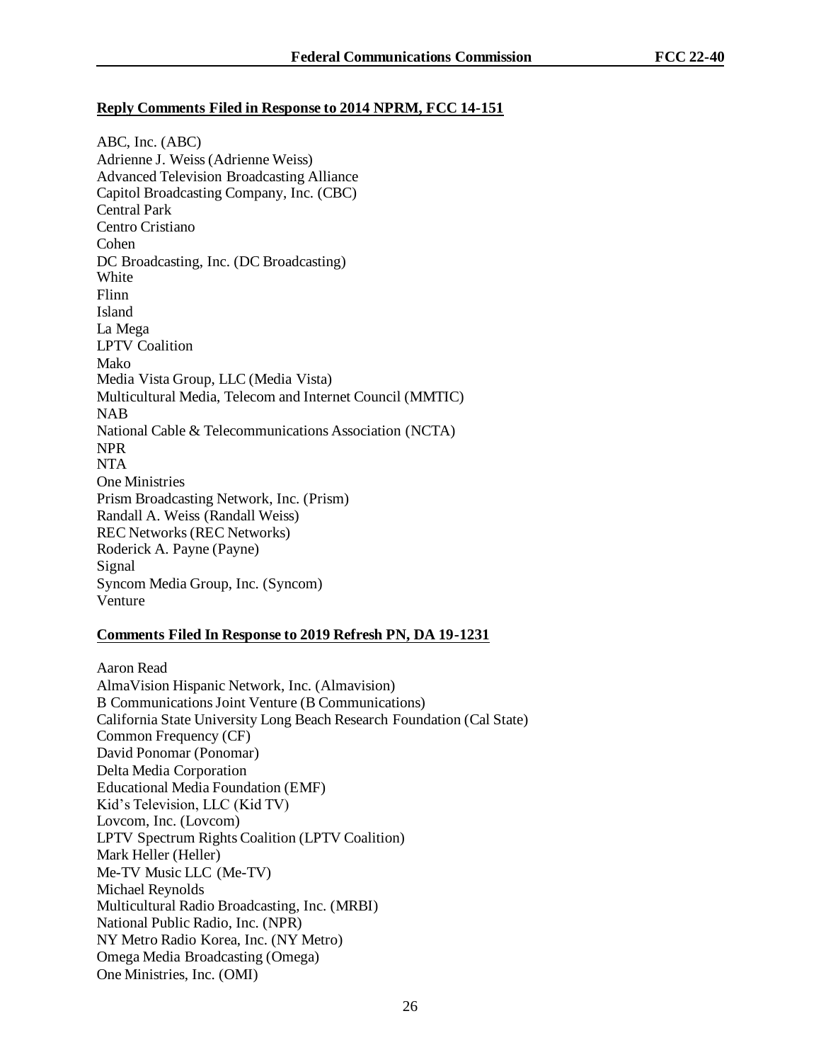**Reply Comments Filed in Response to 2014 NPRM, FCC 14-151**

ABC, Inc. (ABC)
Adrienne J. Weiss (Adrienne Weiss)
Advanced Television Broadcasting Alliance
Capitol Broadcasting Company, Inc. (CBC)
Central Park
Centro Cristiano
Cohen
DC Broadcasting, Inc. (DC Broadcasting)
White
Flinn
Island
La Mega
LPTV Coalition
Mako
Media Vista Group, LLC (Media Vista)
Multicultural Media, Telecom and Internet Council (MMTIC)
NAB
National Cable & Telecommunications Association (NCTA)
NPR
NTA
One Ministries
Prism Broadcasting Network, Inc. (Prism)
Randall A. Weiss (Randall Weiss)
REC Networks (REC Networks)
Roderick A. Payne (Payne)
Signal
Syncom Media Group, Inc. (Syncom)
Venture

**Comments Filed In Response to 2019 Refresh PN, DA 19-1231**

Aaron Read
AlmaVision Hispanic Network, Inc. (Almavision)
B Communications Joint Venture (B Communications)
California State University Long Beach Research Foundation (Cal State)
Common Frequency (CF)
David Ponomar (Ponomar)
Delta Media Corporation
Educational Media Foundation (EMF)
Kid's Television, LLC (Kid TV)
Lovcom, Inc. (Lovcom)
LPTV Spectrum Rights Coalition (LPTV Coalition)
Mark Heller (Heller)
Me-TV Music LLC (Me-TV)
Michael Reynolds
Multicultural Radio Broadcasting, Inc. (MRBI)
National Public Radio, Inc. (NPR)
NY Metro Radio Korea, Inc. (NY Metro)
Omega Media Broadcasting (Omega)
One Ministries, Inc. (OMI)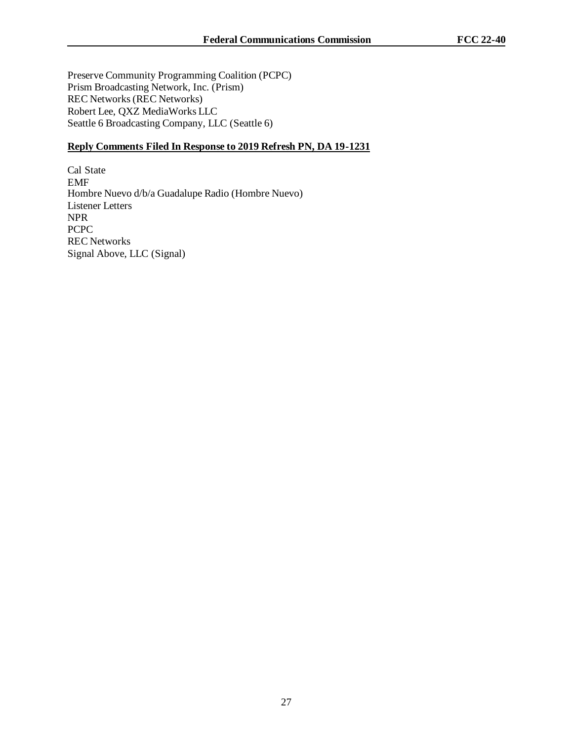Preserve Community Programming Coalition (PCPC)
Prism Broadcasting Network, Inc. (Prism)
REC Networks (REC Networks)
Robert Lee, QXZ MediaWorks LLC
Seattle 6 Broadcasting Company, LLC (Seattle 6)

**<u>Reply Comments Filed In Response to 2019 Refresh PN, DA 19-1231</u>**

Cal State
EMF
Hombre Nuevo d/b/a Guadalupe Radio (Hombre Nuevo)
Listener Letters
NPR
PCPC
REC Networks
Signal Above, LLC (Signal)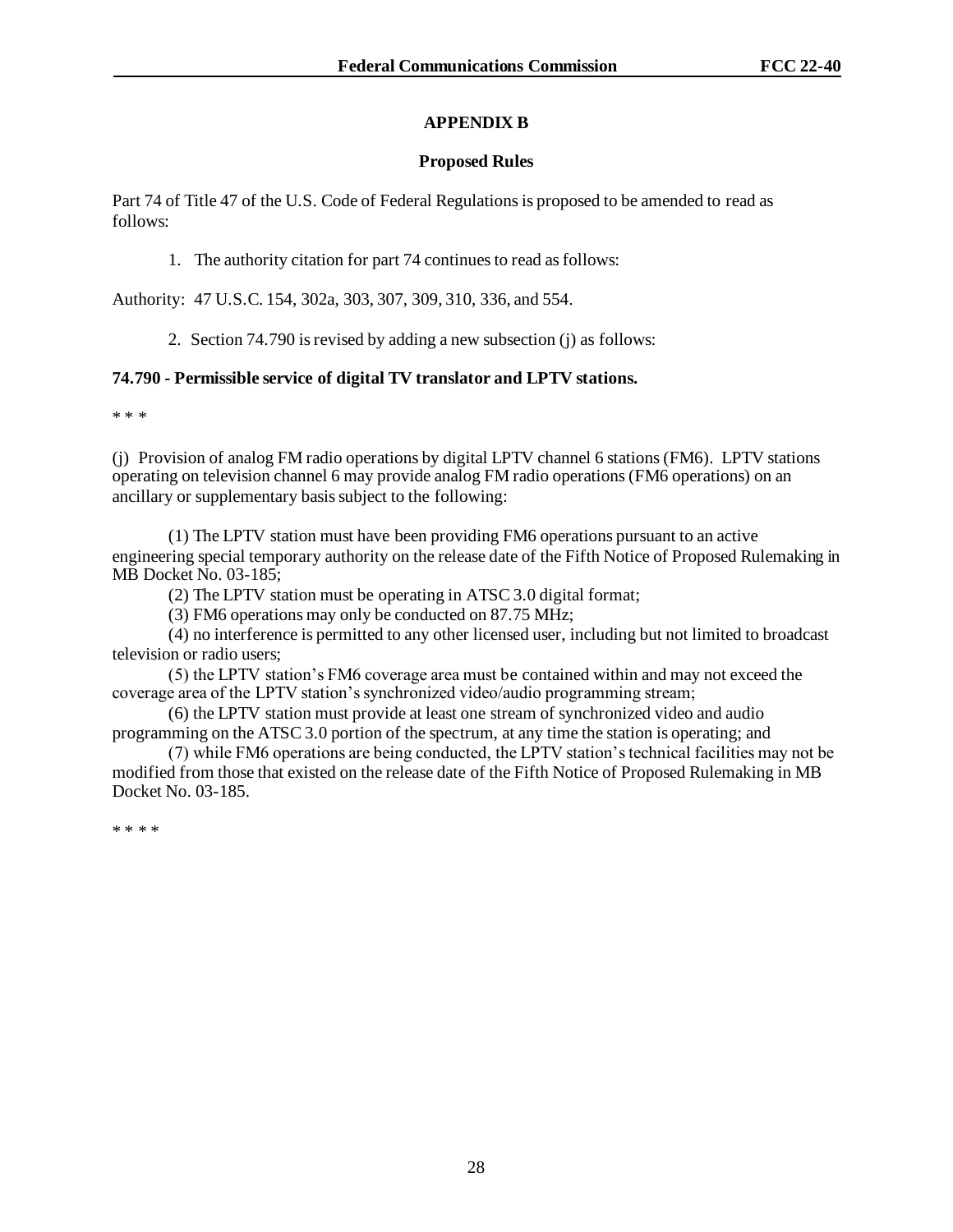# APPENDIX B

## Proposed Rules

Part 74 of Title 47 of the U.S. Code of Federal Regulations is proposed to be amended to read as follows:

1. The authority citation for part 74 continues to read as follows:

Authority: 47 U.S.C. 154, 302a, 303, 307, 309, 310, 336, and 554.

2. Section 74.790 is revised by adding a new subsection (j) as follows:

**74.790 - Permissible service of digital TV translator and LPTV stations.**

* * *

(j) Provision of analog FM radio operations by digital LPTV channel 6 stations (FM6). LPTV stations operating on television channel 6 may provide analog FM radio operations (FM6 operations) on an ancillary or supplementary basis subject to the following:

(1) The LPTV station must have been providing FM6 operations pursuant to an active engineering special temporary authority on the release date of the Fifth Notice of Proposed Rulemaking in MB Docket No. 03-185;

(2) The LPTV station must be operating in ATSC 3.0 digital format;

(3) FM6 operations may only be conducted on 87.75 MHz;

(4) no interference is permitted to any other licensed user, including but not limited to broadcast television or radio users;

(5) the LPTV station's FM6 coverage area must be contained within and may not exceed the coverage area of the LPTV station's synchronized video/audio programming stream;

(6) the LPTV station must provide at least one stream of synchronized video and audio programming on the ATSC 3.0 portion of the spectrum, at any time the station is operating; and

(7) while FM6 operations are being conducted, the LPTV station's technical facilities may not be modified from those that existed on the release date of the Fifth Notice of Proposed Rulemaking in MB Docket No. 03-185.

* * * *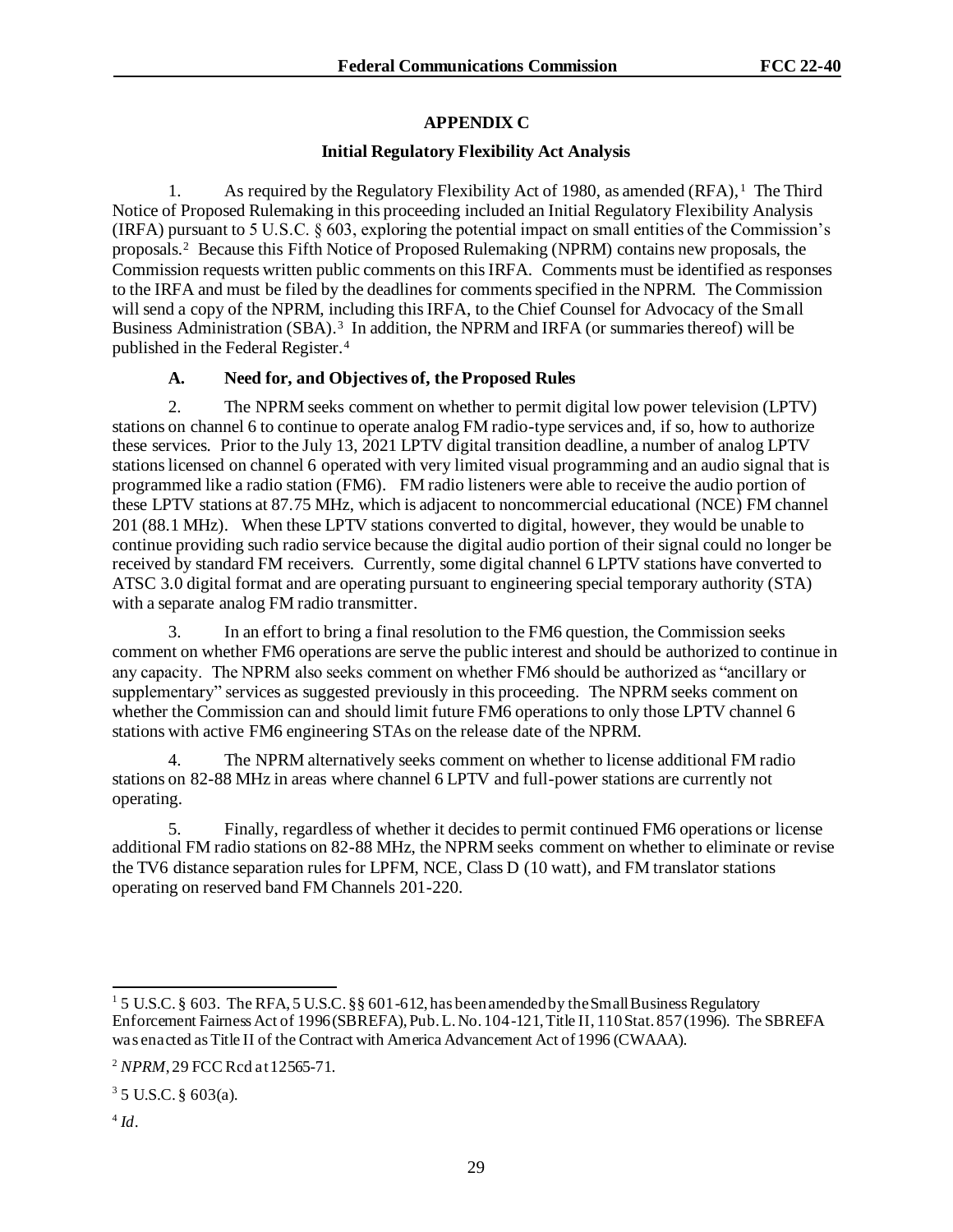## APPENDIX C

### Initial Regulatory Flexibility Act Analysis

1. As required by the Regulatory Flexibility Act of 1980, as amended (RFA),[1] The Third Notice of Proposed Rulemaking in this proceeding included an Initial Regulatory Flexibility Analysis (IRFA) pursuant to 5 U.S.C. § 603, exploring the potential impact on small entities of the Commission's proposals.[2] Because this Fifth Notice of Proposed Rulemaking (NPRM) contains new proposals, the Commission requests written public comments on this IRFA. Comments must be identified as responses to the IRFA and must be filed by the deadlines for comments specified in the NPRM. The Commission will send a copy of the NPRM, including this IRFA, to the Chief Counsel for Advocacy of the Small Business Administration (SBA).[3] In addition, the NPRM and IRFA (or summaries thereof) will be published in the Federal Register.[4]

#### A. Need for, and Objectives of, the Proposed Rules

2. The NPRM seeks comment on whether to permit digital low power television (LPTV) stations on channel 6 to continue to operate analog FM radio-type services and, if so, how to authorize these services. Prior to the July 13, 2021 LPTV digital transition deadline, a number of analog LPTV stations licensed on channel 6 operated with very limited visual programming and an audio signal that is programmed like a radio station (FM6). FM radio listeners were able to receive the audio portion of these LPTV stations at 87.75 MHz, which is adjacent to noncommercial educational (NCE) FM channel 201 (88.1 MHz). When these LPTV stations converted to digital, however, they would be unable to continue providing such radio service because the digital audio portion of their signal could no longer be received by standard FM receivers. Currently, some digital channel 6 LPTV stations have converted to ATSC 3.0 digital format and are operating pursuant to engineering special temporary authority (STA) with a separate analog FM radio transmitter.

3. In an effort to bring a final resolution to the FM6 question, the Commission seeks comment on whether FM6 operations are serve the public interest and should be authorized to continue in any capacity. The NPRM also seeks comment on whether FM6 should be authorized as "ancillary or supplementary" services as suggested previously in this proceeding. The NPRM seeks comment on whether the Commission can and should limit future FM6 operations to only those LPTV channel 6 stations with active FM6 engineering STAs on the release date of the NPRM.

4. The NPRM alternatively seeks comment on whether to license additional FM radio stations on 82-88 MHz in areas where channel 6 LPTV and full-power stations are currently not operating.

5. Finally, regardless of whether it decides to permit continued FM6 operations or license additional FM radio stations on 82-88 MHz, the NPRM seeks comment on whether to eliminate or revise the TV6 distance separation rules for LPFM, NCE, Class D (10 watt), and FM translator stations operating on reserved band FM Channels 201-220.

---

[1] 5 U.S.C. § 603. The RFA, 5 U.S.C. §§ 601-612, has been amended by the Small Business Regulatory Enforcement Fairness Act of 1996 (SBREFA), Pub. L. No. 104-121, Title II, 110 Stat. 857 (1996). The SBREFA was enacted as Title II of the Contract with America Advancement Act of 1996 (CWAAA).

[2] *NPRM*, 29 FCC Rcd at 12565-71.

[3] 5 U.S.C. § 603(a).

[4] *Id*.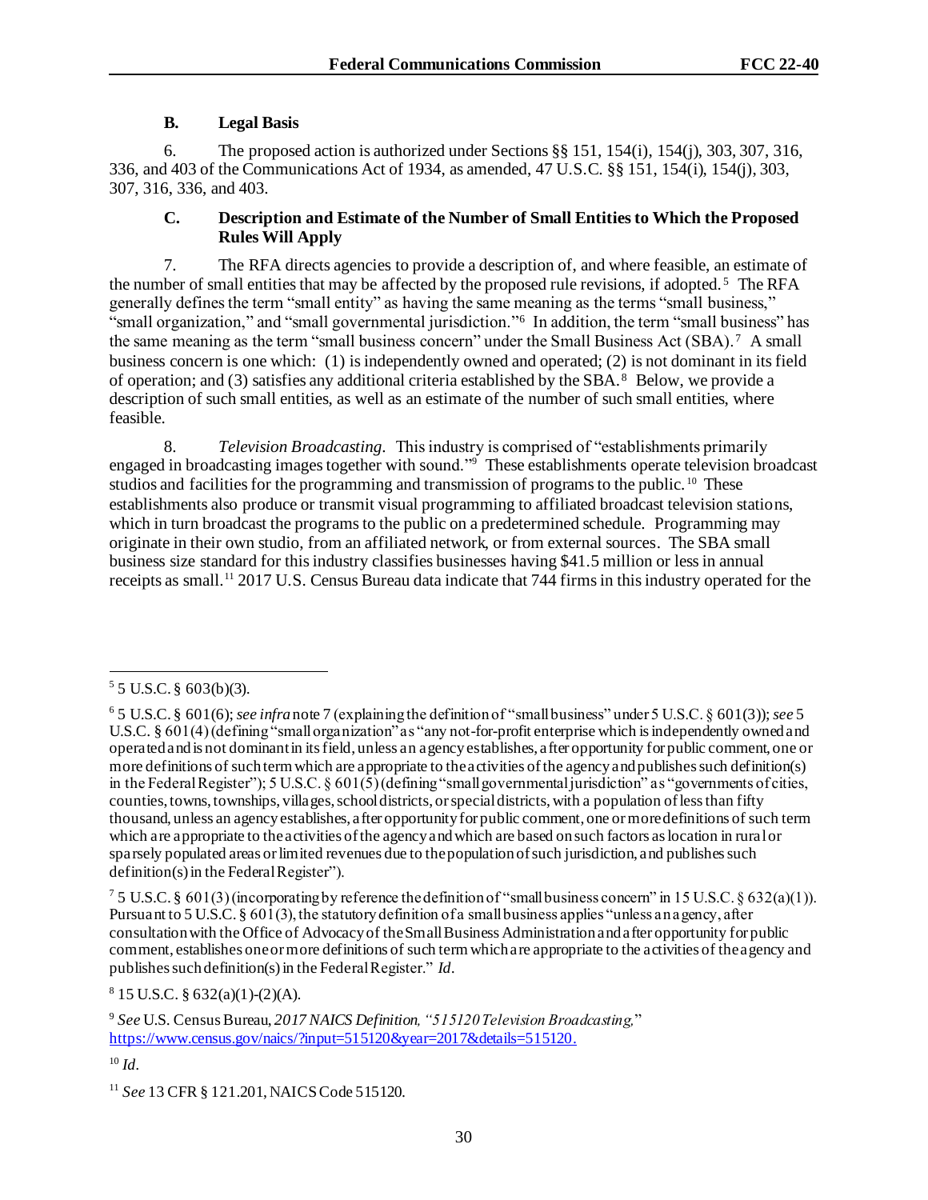### B. Legal Basis

6. The proposed action is authorized under Sections §§ 151, 154(i), 154(j), 303, 307, 316, 336, and 403 of the Communications Act of 1934, as amended, 47 U.S.C. §§ 151, 154(i), 154(j), 303, 307, 316, 336, and 403.

### C. Description and Estimate of the Number of Small Entities to Which the Proposed Rules Will Apply

7. The RFA directs agencies to provide a description of, and where feasible, an estimate of the number of small entities that may be affected by the proposed rule revisions, if adopted.[5] The RFA generally defines the term "small entity" as having the same meaning as the terms "small business," "small organization," and "small governmental jurisdiction."[6] In addition, the term "small business" has the same meaning as the term "small business concern" under the Small Business Act (SBA).[7] A small business concern is one which: (1) is independently owned and operated; (2) is not dominant in its field of operation; and (3) satisfies any additional criteria established by the SBA.[8] Below, we provide a description of such small entities, as well as an estimate of the number of such small entities, where feasible.

8. *Television Broadcasting*. This industry is comprised of "establishments primarily engaged in broadcasting images together with sound."[9] These establishments operate television broadcast studios and facilities for the programming and transmission of programs to the public.[10] These establishments also produce or transmit visual programming to affiliated broadcast television stations, which in turn broadcast the programs to the public on a predetermined schedule. Programming may originate in their own studio, from an affiliated network, or from external sources. The SBA small business size standard for this industry classifies businesses having $41.5 million or less in annual receipts as small.[11] 2017 U.S. Census Bureau data indicate that 744 firms in this industry operated for the

---

[5] 5 U.S.C. § 603(b)(3).

[6] 5 U.S.C. § 601(6); *see infra* note 7 (explaining the definition of "small business" under 5 U.S.C. § 601(3)); *see* 5 U.S.C. § 601(4) (defining "small organization" as "any not-for-profit enterprise which is independently owned and operated and is not dominant in its field, unless an agency establishes, after opportunity for public comment, one or more definitions of such term which are appropriate to the activities of the agency and publishes such definition(s) in the Federal Register"); 5 U.S.C. § 601(5) (defining "small governmental jurisdiction" as "governments of cities, counties, towns, townships, villages, school districts, or special districts, with a population of less than fifty thousand, unless an agency establishes, after opportunity for public comment, one or more definitions of such term which are appropriate to the activities of the agency and which are based on such factors as location in rural or sparsely populated areas or limited revenues due to the population of such jurisdiction, and publishes such definition(s) in the Federal Register").

[7] 5 U.S.C. § 601(3) (incorporating by reference the definition of "small business concern" in 15 U.S.C. § 632(a)(1)). Pursuant to 5 U.S.C. § 601(3), the statutory definition of a small business applies "unless an agency, after consultation with the Office of Advocacy of the Small Business Administration and after opportunity for public comment, establishes one or more definitions of such term which are appropriate to the activities of the agency and publishes such definition(s) in the Federal Register." *Id*.

[8] 15 U.S.C. § 632(a)(1)-(2)(A).

[9] *See* U.S. Census Bureau, *2017 NAICS Definition, "515120 Television Broadcasting,"* https://www.census.gov/naics/?input=515120&year=2017&details=515120.

[10] *Id*.

[11] *See* 13 CFR § 121.201, NAICS Code 515120.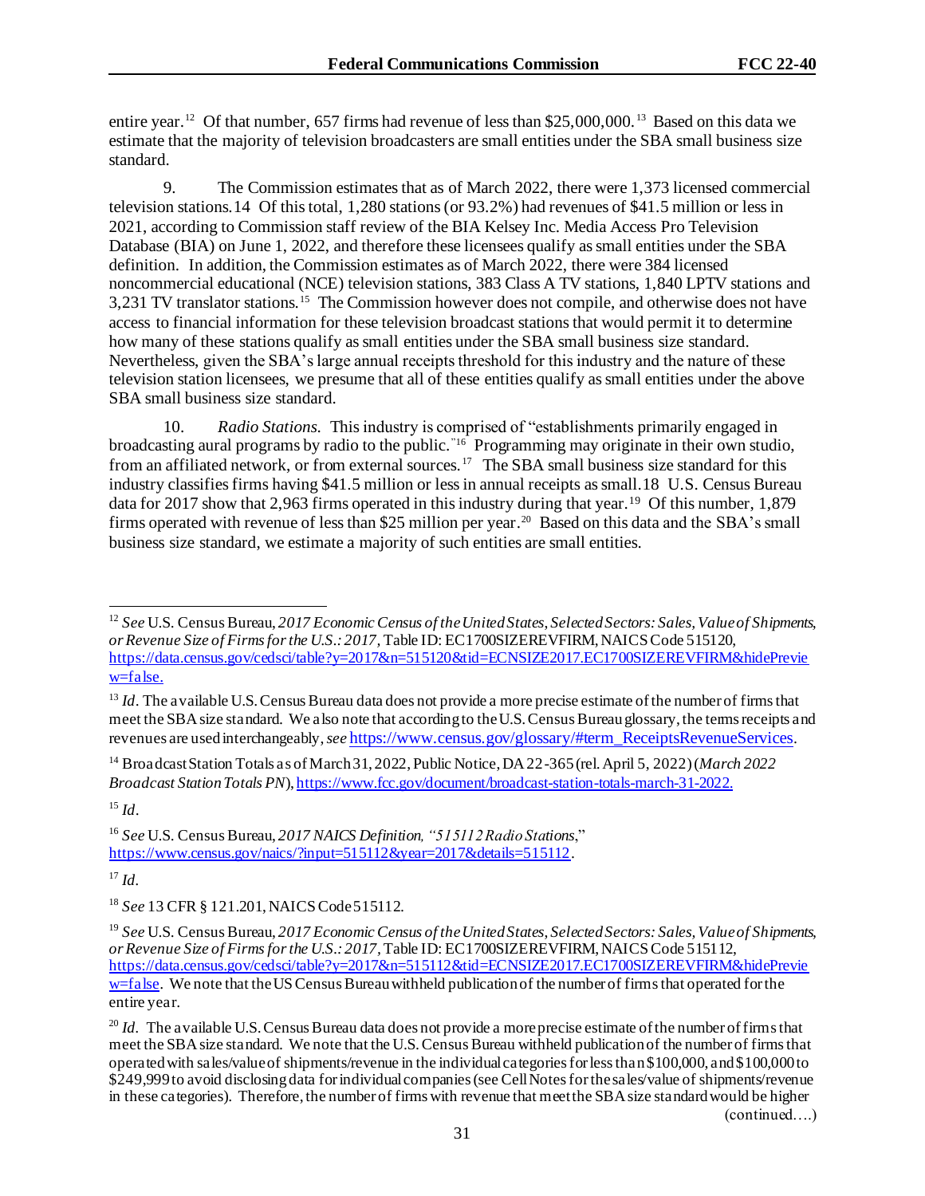entire year.[12] Of that number, 657 firms had revenue of less than $25,000,000.[13] Based on this data we estimate that the majority of television broadcasters are small entities under the SBA small business size standard.

9. The Commission estimates that as of March 2022, there were 1,373 licensed commercial television stations.14 Of this total, 1,280 stations (or 93.2%) had revenues of $41.5 million or less in 2021, according to Commission staff review of the BIA Kelsey Inc. Media Access Pro Television Database (BIA) on June 1, 2022, and therefore these licensees qualify as small entities under the SBA definition. In addition, the Commission estimates as of March 2022, there were 384 licensed noncommercial educational (NCE) television stations, 383 Class A TV stations, 1,840 LPTV stations and 3,231 TV translator stations.[15] The Commission however does not compile, and otherwise does not have access to financial information for these television broadcast stations that would permit it to determine how many of these stations qualify as small entities under the SBA small business size standard. Nevertheless, given the SBA's large annual receipts threshold for this industry and the nature of these television station licensees, we presume that all of these entities qualify as small entities under the above SBA small business size standard.

10. *Radio Stations.* This industry is comprised of "establishments primarily engaged in broadcasting aural programs by radio to the public."[16] Programming may originate in their own studio, from an affiliated network, or from external sources.[17] The SBA small business size standard for this industry classifies firms having $41.5 million or less in annual receipts as small.18 U.S. Census Bureau data for 2017 show that 2,963 firms operated in this industry during that year.[19] Of this number, 1,879 firms operated with revenue of less than $25 million per year.[20] Based on this data and the SBA's small business size standard, we estimate a majority of such entities are small entities.

---

[12] *See* U.S. Census Bureau, *2017 Economic Census of the United States, Selected Sectors: Sales, Value of Shipments, or Revenue Size of Firms for the U.S.: 2017*, Table ID: EC1700SIZEREVFIRM, NAICS Code 515120, https://data.census.gov/cedsci/table?y=2017&n=515120&tid=ECNSIZE2017.EC1700SIZEREVFIRM&hidePreview=false.

[13] *Id*. The available U.S. Census Bureau data does not provide a more precise estimate of the number of firms that meet the SBA size standard. We also note that according to the U.S. Census Bureau glossary, the terms receipts and revenues are used interchangeably, *see* https://www.census.gov/glossary/#term_ReceiptsRevenueServices.

[14] Broadcast Station Totals as of March 31, 2022, Public Notice, DA 22-365 (rel. April 5, 2022) (*March 2022 Broadcast Station Totals PN*), https://www.fcc.gov/document/broadcast-station-totals-march-31-2022.

[15] *Id*.

[16] *See* U.S. Census Bureau, *2017 NAICS Definition, "515112 Radio Stations*," https://www.census.gov/naics/?input=515112&year=2017&details=515112.

[17] *Id*.

[18] *See* 13 CFR § 121.201, NAICS Code 515112.

[19] *See* U.S. Census Bureau, *2017 Economic Census of the United States, Selected Sectors: Sales, Value of Shipments, or Revenue Size of Firms for the U.S.: 2017*, Table ID: EC1700SIZEREVFIRM, NAICS Code 515112, https://data.census.gov/cedsci/table?y=2017&n=515112&tid=ECNSIZE2017.EC1700SIZEREVFIRM&hidePreview=false. We note that the US Census Bureau withheld publication of the number of firms that operated for the entire year.

[20] *Id*. The available U.S. Census Bureau data does not provide a more precise estimate of the number of firms that meet the SBA size standard. We note that the U.S. Census Bureau withheld publication of the number of firms that operated with sales/value of shipments/revenue in the individual categories for less than $100,000, and $100,000 to $249,999 to avoid disclosing data for individual companies (see Cell Notes for the sales/value of shipments/revenue in these categories). Therefore, the number of firms with revenue that meet the SBA size standard would be higher (continued….)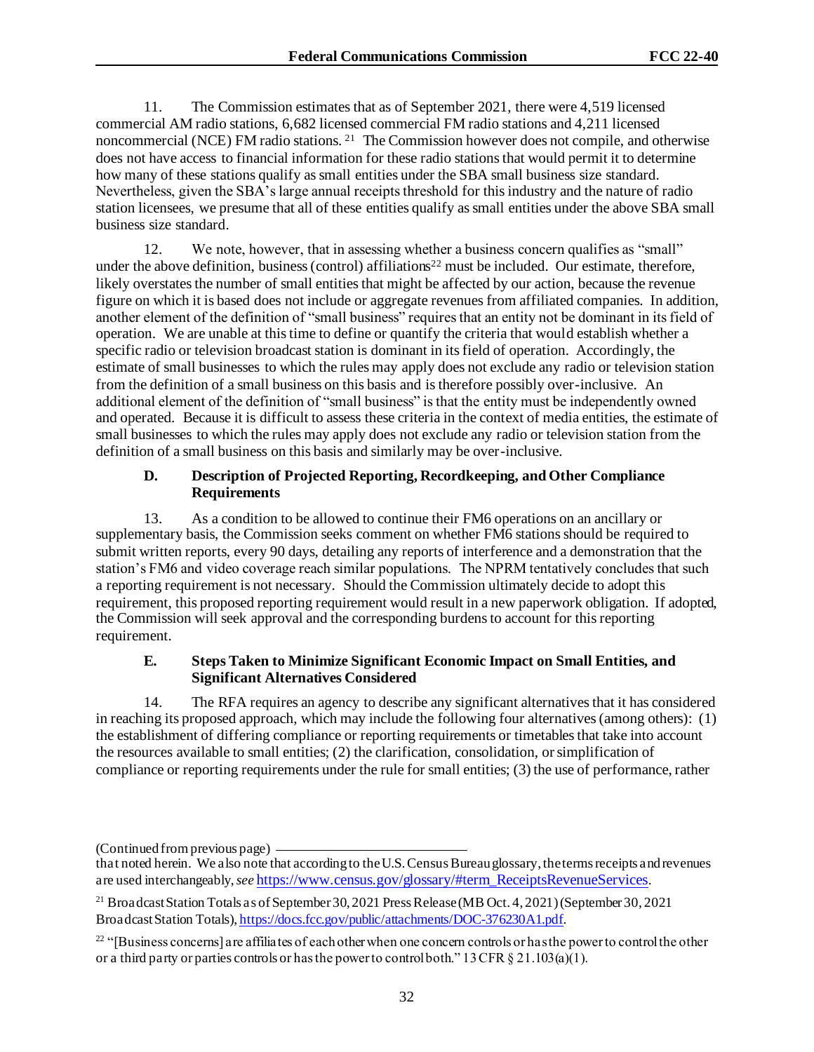11. The Commission estimates that as of September 2021, there were 4,519 licensed commercial AM radio stations, 6,682 licensed commercial FM radio stations and 4,211 licensed noncommercial (NCE) FM radio stations. [21] The Commission however does not compile, and otherwise does not have access to financial information for these radio stations that would permit it to determine how many of these stations qualify as small entities under the SBA small business size standard. Nevertheless, given the SBA's large annual receipts threshold for this industry and the nature of radio station licensees, we presume that all of these entities qualify as small entities under the above SBA small business size standard.

12. We note, however, that in assessing whether a business concern qualifies as "small" under the above definition, business (control) affiliations[22] must be included. Our estimate, therefore, likely overstates the number of small entities that might be affected by our action, because the revenue figure on which it is based does not include or aggregate revenues from affiliated companies. In addition, another element of the definition of "small business" requires that an entity not be dominant in its field of operation. We are unable at this time to define or quantify the criteria that would establish whether a specific radio or television broadcast station is dominant in its field of operation. Accordingly, the estimate of small businesses to which the rules may apply does not exclude any radio or television station from the definition of a small business on this basis and is therefore possibly over-inclusive. An additional element of the definition of "small business" is that the entity must be independently owned and operated. Because it is difficult to assess these criteria in the context of media entities, the estimate of small businesses to which the rules may apply does not exclude any radio or television station from the definition of a small business on this basis and similarly may be over-inclusive.

### D. Description of Projected Reporting, Recordkeeping, and Other Compliance Requirements

13. As a condition to be allowed to continue their FM6 operations on an ancillary or supplementary basis, the Commission seeks comment on whether FM6 stations should be required to submit written reports, every 90 days, detailing any reports of interference and a demonstration that the station's FM6 and video coverage reach similar populations. The NPRM tentatively concludes that such a reporting requirement is not necessary. Should the Commission ultimately decide to adopt this requirement, this proposed reporting requirement would result in a new paperwork obligation. If adopted, the Commission will seek approval and the corresponding burdens to account for this reporting requirement.

### E. Steps Taken to Minimize Significant Economic Impact on Small Entities, and Significant Alternatives Considered

14. The RFA requires an agency to describe any significant alternatives that it has considered in reaching its proposed approach, which may include the following four alternatives (among others): (1) the establishment of differing compliance or reporting requirements or timetables that take into account the resources available to small entities; (2) the clarification, consolidation, or simplification of compliance or reporting requirements under the rule for small entities; (3) the use of performance, rather

---

(Continued from previous page)

that noted herein. We also note that according to the U.S. Census Bureau glossary, the terms receipts and revenues are used interchangeably, *see* https://www.census.gov/glossary/#term_ReceiptsRevenueServices.

[21] Broadcast Station Totals as of September 30, 2021 Press Release (MB Oct. 4, 2021) (September 30, 2021 Broadcast Station Totals), https://docs.fcc.gov/public/attachments/DOC-376230A1.pdf.

[22] "[Business concerns] are affiliates of each other when one concern controls or has the power to control the other or a third party or parties controls or has the power to control both." 13 CFR § 21.103(a)(1).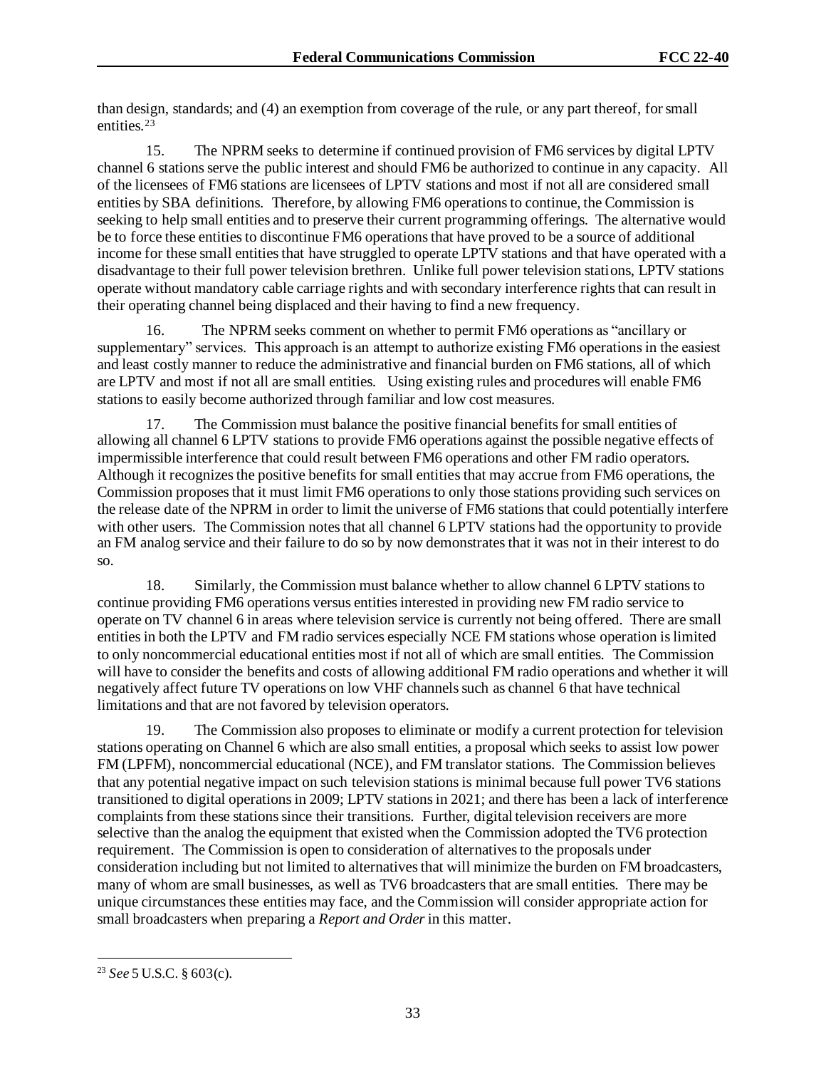than design, standards; and (4) an exemption from coverage of the rule, or any part thereof, for small entities.[23]

15. The NPRM seeks to determine if continued provision of FM6 services by digital LPTV channel 6 stations serve the public interest and should FM6 be authorized to continue in any capacity. All of the licensees of FM6 stations are licensees of LPTV stations and most if not all are considered small entities by SBA definitions. Therefore, by allowing FM6 operations to continue, the Commission is seeking to help small entities and to preserve their current programming offerings. The alternative would be to force these entities to discontinue FM6 operations that have proved to be a source of additional income for these small entities that have struggled to operate LPTV stations and that have operated with a disadvantage to their full power television brethren. Unlike full power television stations, LPTV stations operate without mandatory cable carriage rights and with secondary interference rights that can result in their operating channel being displaced and their having to find a new frequency.

16. The NPRM seeks comment on whether to permit FM6 operations as "ancillary or supplementary" services. This approach is an attempt to authorize existing FM6 operations in the easiest and least costly manner to reduce the administrative and financial burden on FM6 stations, all of which are LPTV and most if not all are small entities. Using existing rules and procedures will enable FM6 stations to easily become authorized through familiar and low cost measures.

17. The Commission must balance the positive financial benefits for small entities of allowing all channel 6 LPTV stations to provide FM6 operations against the possible negative effects of impermissible interference that could result between FM6 operations and other FM radio operators. Although it recognizes the positive benefits for small entities that may accrue from FM6 operations, the Commission proposes that it must limit FM6 operations to only those stations providing such services on the release date of the NPRM in order to limit the universe of FM6 stations that could potentially interfere with other users. The Commission notes that all channel 6 LPTV stations had the opportunity to provide an FM analog service and their failure to do so by now demonstrates that it was not in their interest to do so.

18. Similarly, the Commission must balance whether to allow channel 6 LPTV stations to continue providing FM6 operations versus entities interested in providing new FM radio service to operate on TV channel 6 in areas where television service is currently not being offered. There are small entities in both the LPTV and FM radio services especially NCE FM stations whose operation is limited to only noncommercial educational entities most if not all of which are small entities. The Commission will have to consider the benefits and costs of allowing additional FM radio operations and whether it will negatively affect future TV operations on low VHF channels such as channel 6 that have technical limitations and that are not favored by television operators.

19. The Commission also proposes to eliminate or modify a current protection for television stations operating on Channel 6 which are also small entities, a proposal which seeks to assist low power FM (LPFM), noncommercial educational (NCE), and FM translator stations. The Commission believes that any potential negative impact on such television stations is minimal because full power TV6 stations transitioned to digital operations in 2009; LPTV stations in 2021; and there has been a lack of interference complaints from these stations since their transitions. Further, digital television receivers are more selective than the analog the equipment that existed when the Commission adopted the TV6 protection requirement. The Commission is open to consideration of alternatives to the proposals under consideration including but not limited to alternatives that will minimize the burden on FM broadcasters, many of whom are small businesses, as well as TV6 broadcasters that are small entities. There may be unique circumstances these entities may face, and the Commission will consider appropriate action for small broadcasters when preparing a *Report and Order* in this matter.

---

[23] *See* 5 U.S.C. § 603(c).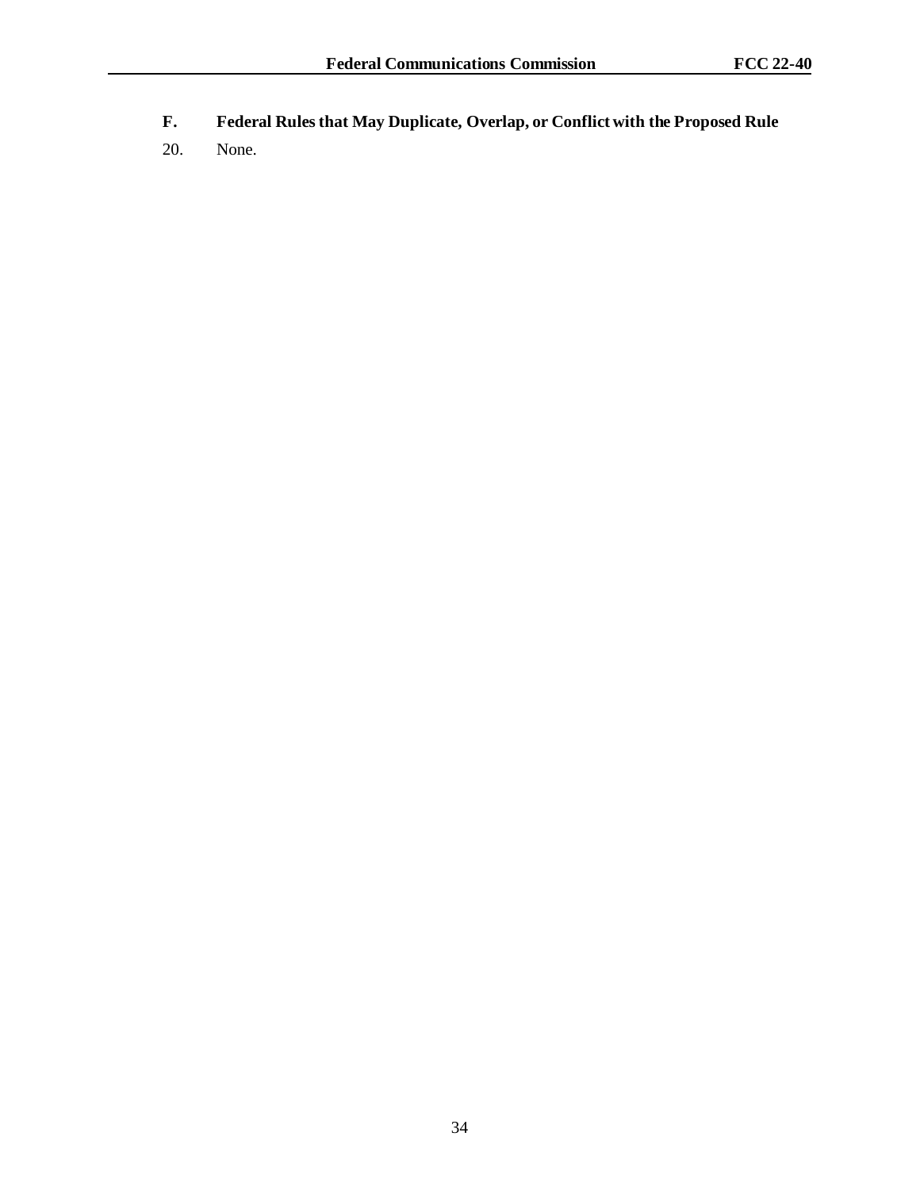### F. Federal Rules that May Duplicate, Overlap, or Conflict with the Proposed Rule

20. None.